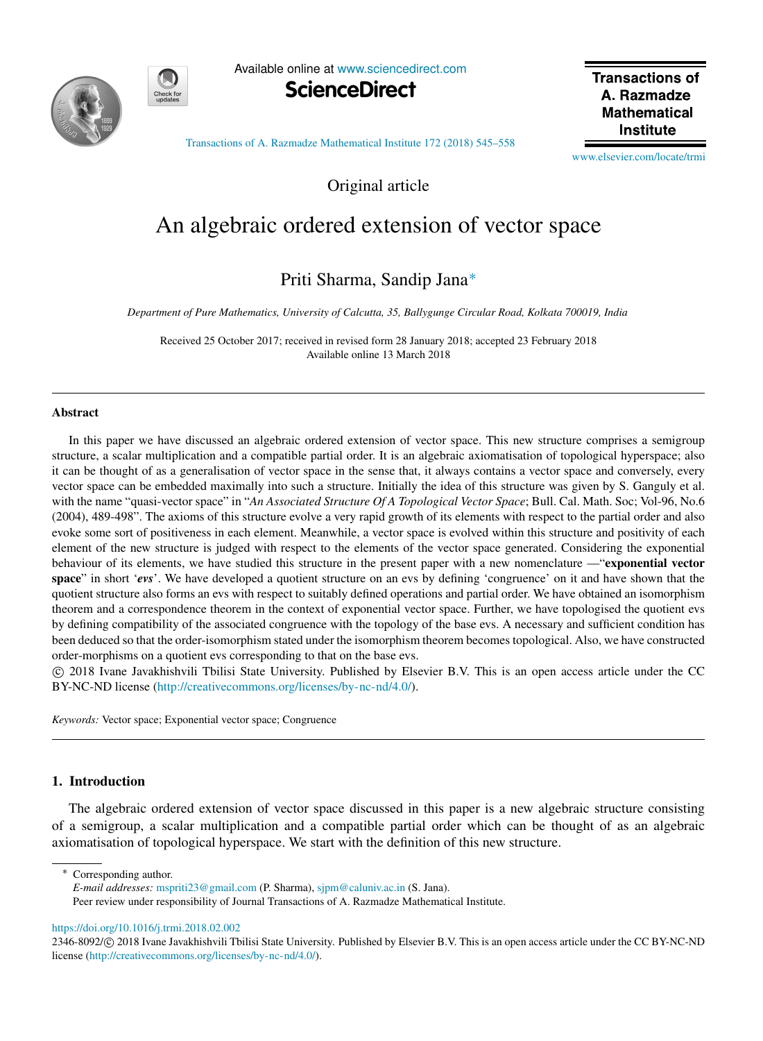Original article

# An algebraic ordered extension of vector space

Priti Sharma, Sandip Jana*

*Department of Pure Mathematics, University of Calcutta, 35, Ballygunge Circular Road, Kolkata 700019, India*

Received 25 October 2017; received in revised form 28 January 2018; accepted 23 February 2018
Available online 13 March 2018

## Abstract

In this paper we have discussed an algebraic ordered extension of vector space. This new structure comprises a semigroup structure, a scalar multiplication and a compatible partial order. It is an algebraic axiomatisation of topological hyperspace; also it can be thought of as a generalisation of vector space in the sense that, it always contains a vector space and conversely, every vector space can be embedded maximally into such a structure. Initially the idea of this structure was given by S. Ganguly et al. with the name "quasi-vector space" in "*An Associated Structure Of A Topological Vector Space*; Bull. Cal. Math. Soc; Vol-96, No.6 (2004), 489-498". The axioms of this structure evolve a very rapid growth of its elements with respect to the partial order and also evoke some sort of positiveness in each element. Meanwhile, a vector space is evolved within this structure and positivity of each element of the new structure is judged with respect to the elements of the vector space generated. Considering the exponential behaviour of its elements, we have studied this structure in the present paper with a new nomenclature —"**exponential vector space**" in short '***evs***'. We have developed a quotient structure on an evs by defining 'congruence' on it and have shown that the quotient structure also forms an evs with respect to suitably defined operations and partial order. We have obtained an isomorphism theorem and a correspondence theorem in the context of exponential vector space. Further, we have topologised the quotient evs by defining compatibility of the associated congruence with the topology of the base evs. A necessary and sufficient condition has been deduced so that the order-isomorphism stated under the isomorphism theorem becomes topological. Also, we have constructed order-morphisms on a quotient evs corresponding to that on the base evs.

© 2018 Ivane Javakhishvili Tbilisi State University. Published by Elsevier B.V. This is an open access article under the CC BY-NC-ND license (http://creativecommons.org/licenses/by-nc-nd/4.0/).

*Keywords:* Vector space; Exponential vector space; Congruence

## 1. Introduction

The algebraic ordered extension of vector space discussed in this paper is a new algebraic structure consisting of a semigroup, a scalar multiplication and a compatible partial order which can be thought of as an algebraic axiomatisation of topological hyperspace. We start with the definition of this new structure.

---

* Corresponding author.
*E-mail addresses:* mspriti23@gmail.com (P. Sharma), sjpm@caluniv.ac.in (S. Jana).
Peer review under responsibility of Journal Transactions of A. Razmadze Mathematical Institute.

https://doi.org/10.1016/j.trmi.2018.02.002
2346-8092/© 2018 Ivane Javakhishvili Tbilisi State University. Published by Elsevier B.V. This is an open access article under the CC BY-NC-ND license (http://creativecommons.org/licenses/by-nc-nd/4.0/).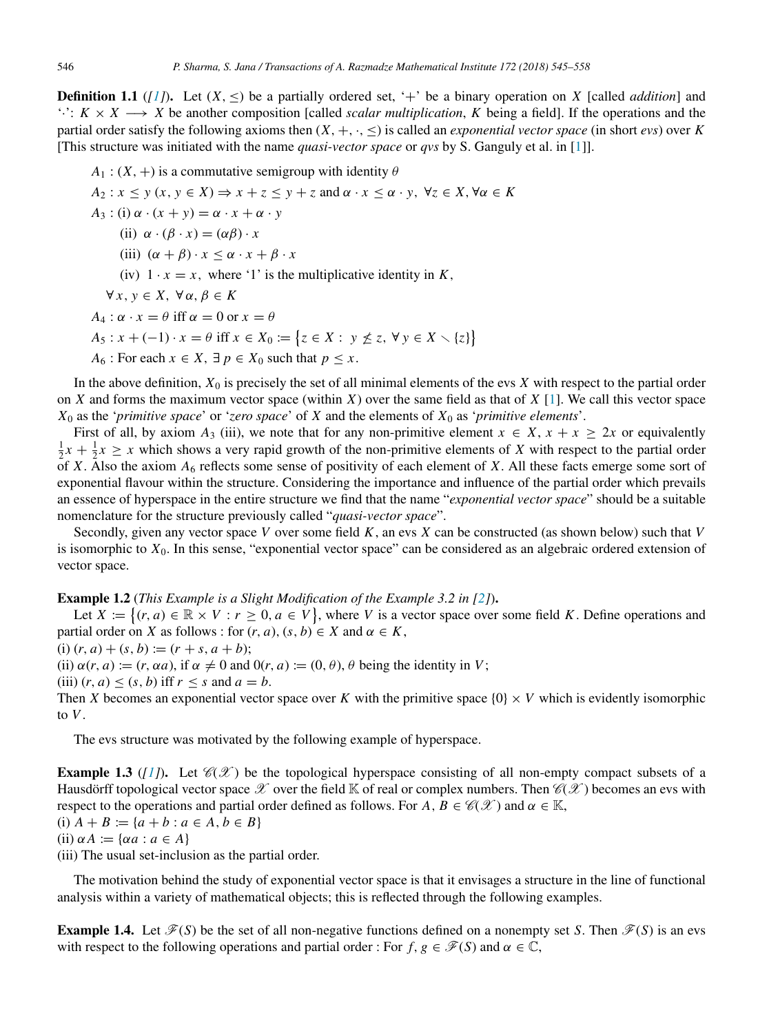**Definition 1.1** (*[1]*). Let $(X, \leq)$ be a partially ordered set, '$+$' be a binary operation on $X$ [called *addition*] and '$\cdot$': $K \times X \longrightarrow X$ be another composition [called *scalar multiplication*, $K$ being a field]. If the operations and the partial order satisfy the following axioms then $(X, +, \cdot, \leq)$ is called an *exponential vector space* (in short *evs*) over $K$ [This structure was initiated with the name *quasi-vector space* or *qvs* by S. Ganguly et al. in [1]].

$A_1$ : $(X, +)$ is a commutative semigroup with identity $\theta$

$A_2$ : $x \leq y$ $(x, y \in X) \Rightarrow x + z \leq y + z$ and $\alpha \cdot x \leq \alpha \cdot y$, $\forall z \in X, \forall \alpha \in K$

$A_3$ : (i) $\alpha \cdot (x + y) = \alpha \cdot x + \alpha \cdot y$

(ii) $\alpha \cdot (\beta \cdot x) = (\alpha\beta) \cdot x$

(iii) $(\alpha + \beta) \cdot x \leq \alpha \cdot x + \beta \cdot x$

(iv) $1 \cdot x = x$, where '1' is the multiplicative identity in $K$,

$\forall x, y \in X, \forall \alpha, \beta \in K$

$A_4$ : $\alpha \cdot x = \theta$ iff $\alpha = 0$ or $x = \theta$

$A_5$ : $x + (-1) \cdot x = \theta$ iff $x \in X_0 := \{z \in X : y \not\leq z, \forall y \in X \smallsetminus \{z\}\}$

$A_6$ : For each $x \in X$, $\exists\, p \in X_0$ such that $p \leq x$.

In the above definition, $X_0$ is precisely the set of all minimal elements of the evs $X$ with respect to the partial order on $X$ and forms the maximum vector space (within $X$) over the same field as that of $X$ [1]. We call this vector space $X_0$ as the '*primitive space*' or '*zero space*' of $X$ and the elements of $X_0$ as '*primitive elements*'.

First of all, by axiom $A_3$ (iii), we note that for any non-primitive element $x \in X$, $x + x \geq 2x$ or equivalently $\frac{1}{2}x + \frac{1}{2}x \geq x$ which shows a very rapid growth of the non-primitive elements of $X$ with respect to the partial order of $X$. Also the axiom $A_6$ reflects some sense of positivity of each element of $X$. All these facts emerge some sort of exponential flavour within the structure. Considering the importance and influence of the partial order which prevails an essence of hyperspace in the entire structure we find that the name "*exponential vector space*" should be a suitable nomenclature for the structure previously called "*quasi-vector space*".

Secondly, given any vector space $V$ over some field $K$, an evs $X$ can be constructed (as shown below) such that $V$ is isomorphic to $X_0$. In this sense, "exponential vector space" can be considered as an algebraic ordered extension of vector space.

**Example 1.2** (*This Example is a Slight Modification of the Example 3.2 in [2]*).
Let $X := \{(r, a) \in \mathbb{R} \times V : r \geq 0, a \in V\}$, where $V$ is a vector space over some field $K$. Define operations and partial order on $X$ as follows : for $(r, a), (s, b) \in X$ and $\alpha \in K$,
(i) $(r, a) + (s, b) := (r + s, a + b)$;
(ii) $\alpha(r, a) := (r, \alpha a)$, if $\alpha \neq 0$ and $0(r, a) := (0, \theta)$, $\theta$ being the identity in $V$;
(iii) $(r, a) \leq (s, b)$ iff $r \leq s$ and $a = b$.
Then $X$ becomes an exponential vector space over $K$ with the primitive space $\{0\} \times V$ which is evidently isomorphic to $V$.

The evs structure was motivated by the following example of hyperspace.

**Example 1.3** (*[1]*). Let $\mathscr{C}(\mathscr{X})$ be the topological hyperspace consisting of all non-empty compact subsets of a Hausdörff topological vector space $\mathscr{X}$ over the field $\mathbb{K}$ of real or complex numbers. Then $\mathscr{C}(\mathscr{X})$ becomes an evs with respect to the operations and partial order defined as follows. For $A, B \in \mathscr{C}(\mathscr{X})$ and $\alpha \in \mathbb{K}$,
(i) $A + B := \{a + b : a \in A, b \in B\}$
(ii) $\alpha A := \{\alpha a : a \in A\}$
(iii) The usual set-inclusion as the partial order.

The motivation behind the study of exponential vector space is that it envisages a structure in the line of functional analysis within a variety of mathematical objects; this is reflected through the following examples.

**Example 1.4.** Let $\mathscr{F}(S)$ be the set of all non-negative functions defined on a nonempty set $S$. Then $\mathscr{F}(S)$ is an evs with respect to the following operations and partial order : For $f, g \in \mathscr{F}(S)$ and $\alpha \in \mathbb{C}$,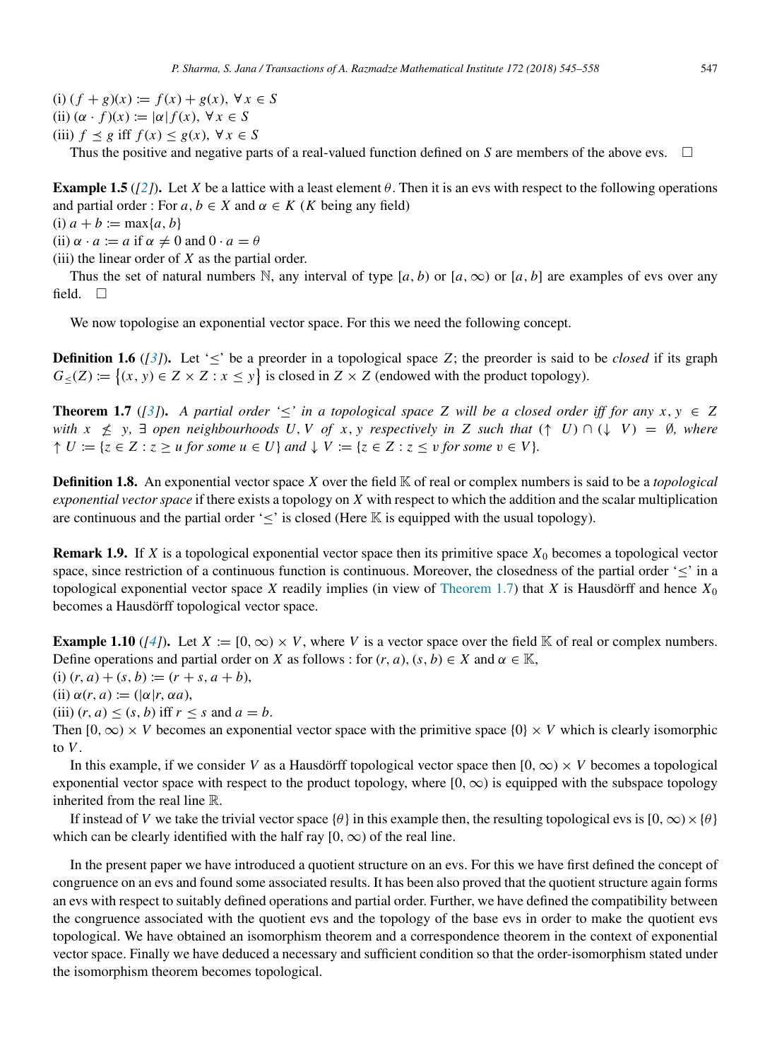(i) $(f + g)(x) := f(x) + g(x)$, $\forall\, x \in S$
(ii) $(\alpha \cdot f)(x) := |\alpha| f(x)$, $\forall\, x \in S$
(iii) $f \preceq g$ iff $f(x) \le g(x)$, $\forall\, x \in S$

Thus the positive and negative parts of a real-valued function defined on $S$ are members of the above evs. $\square$

**Example 1.5** (*[2]*). Let $X$ be a lattice with a least element $\theta$. Then it is an evs with respect to the following operations and partial order : For $a, b \in X$ and $\alpha \in K$ ($K$ being any field)
(i) $a + b := \max\{a, b\}$
(ii) $\alpha \cdot a := a$ if $\alpha \neq 0$ and $0 \cdot a = \theta$
(iii) the linear order of $X$ as the partial order.

Thus the set of natural numbers $\mathbb{N}$, any interval of type $[a, b)$ or $[a, \infty)$ or $[a, b]$ are examples of evs over any field. $\square$

We now topologise an exponential vector space. For this we need the following concept.

**Definition 1.6** (*[3]*). Let '$\le$' be a preorder in a topological space $Z$; the preorder is said to be *closed* if its graph $G_{\le}(Z) := \{(x, y) \in Z \times Z : x \le y\}$ is closed in $Z \times Z$ (endowed with the product topology).

**Theorem 1.7** (*[3]*). *A partial order '$\le$' in a topological space $Z$ will be a closed order iff for any $x, y \in Z$ with $x \not\le y$, $\exists$ open neighbourhoods $U, V$ of $x, y$ respectively in $Z$ such that $(\uparrow\ U) \cap (\downarrow\ V) = \emptyset$, where $\uparrow U := \{z \in Z : z \ge u \text{ for some } u \in U\}$ and $\downarrow V := \{z \in Z : z \le v \text{ for some } v \in V\}$.*

**Definition 1.8.** An exponential vector space $X$ over the field $\mathbb{K}$ of real or complex numbers is said to be a *topological exponential vector space* if there exists a topology on $X$ with respect to which the addition and the scalar multiplication are continuous and the partial order '$\le$' is closed (Here $\mathbb{K}$ is equipped with the usual topology).

**Remark 1.9.** If $X$ is a topological exponential vector space then its primitive space $X_0$ becomes a topological vector space, since restriction of a continuous function is continuous. Moreover, the closedness of the partial order '$\le$' in a topological exponential vector space $X$ readily implies (in view of Theorem 1.7) that $X$ is Hausdörff and hence $X_0$ becomes a Hausdörff topological vector space.

**Example 1.10** (*[4]*). Let $X := [0, \infty) \times V$, where $V$ is a vector space over the field $\mathbb{K}$ of real or complex numbers. Define operations and partial order on $X$ as follows : for $(r, a), (s, b) \in X$ and $\alpha \in \mathbb{K}$,
(i) $(r, a) + (s, b) := (r + s, a + b)$,
(ii) $\alpha(r, a) := (|\alpha| r, \alpha a)$,
(iii) $(r, a) \le (s, b)$ iff $r \le s$ and $a = b$.
Then $[0, \infty) \times V$ becomes an exponential vector space with the primitive space $\{0\} \times V$ which is clearly isomorphic to $V$.

In this example, if we consider $V$ as a Hausdörff topological vector space then $[0, \infty) \times V$ becomes a topological exponential vector space with respect to the product topology, where $[0, \infty)$ is equipped with the subspace topology inherited from the real line $\mathbb{R}$.

If instead of $V$ we take the trivial vector space $\{\theta\}$ in this example then, the resulting topological evs is $[0, \infty) \times \{\theta\}$ which can be clearly identified with the half ray $[0, \infty)$ of the real line.

In the present paper we have introduced a quotient structure on an evs. For this we have first defined the concept of congruence on an evs and found some associated results. It has been also proved that the quotient structure again forms an evs with respect to suitably defined operations and partial order. Further, we have defined the compatibility between the congruence associated with the quotient evs and the topology of the base evs in order to make the quotient evs topological. We have obtained an isomorphism theorem and a correspondence theorem in the context of exponential vector space. Finally we have deduced a necessary and sufficient condition so that the order-isomorphism stated under the isomorphism theorem becomes topological.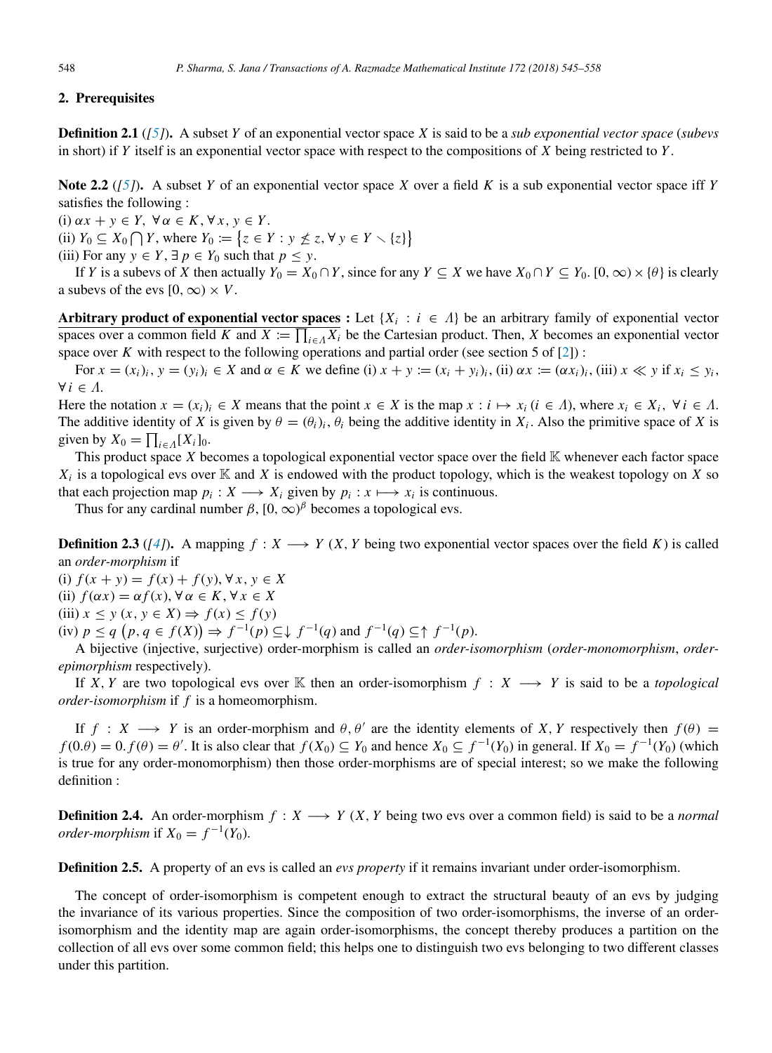## 2. Prerequisites

**Definition 2.1** (*[5]*). A subset $Y$ of an exponential vector space $X$ is said to be a *sub exponential vector space* (*subevs* in short) if $Y$ itself is an exponential vector space with respect to the compositions of $X$ being restricted to $Y$.

**Note 2.2** (*[5]*). A subset $Y$ of an exponential vector space $X$ over a field $K$ is a sub exponential vector space iff $Y$ satisfies the following :

(i) $\alpha x + y \in Y$, $\forall \alpha \in K, \forall x, y \in Y$.

(ii) $Y_0 \subseteq X_0 \bigcap Y$, where $Y_0 := \{z \in Y : y \nleq z, \forall y \in Y \smallsetminus \{z\}\}$

(iii) For any $y \in Y$, $\exists p \in Y_0$ such that $p \leq y$.

If $Y$ is a subevs of $X$ then actually $Y_0 = X_0 \cap Y$, since for any $Y \subseteq X$ we have $X_0 \cap Y \subseteq Y_0$. $[0, \infty) \times \{\theta\}$ is clearly a subevs of the evs $[0, \infty) \times V$.

<u>**Arbitrary product of exponential vector spaces :**</u> Let $\{X_i : i \in \Lambda\}$ be an arbitrary family of exponential vector spaces over a common field $K$ and $X := \prod_{i \in \Lambda} X_i$ be the Cartesian product. Then, $X$ becomes an exponential vector space over $K$ with respect to the following operations and partial order (see section 5 of [2]) :

For $x = (x_i)_i$, $y = (y_i)_i \in X$ and $\alpha \in K$ we define (i) $x + y := (x_i + y_i)_i$, (ii) $\alpha x := (\alpha x_i)_i$, (iii) $x \ll y$ if $x_i \leq y_i$, $\forall i \in \Lambda$.

Here the notation $x = (x_i)_i \in X$ means that the point $x \in X$ is the map $x : i \mapsto x_i$ $(i \in \Lambda)$, where $x_i \in X_i$, $\forall i \in \Lambda$. The additive identity of $X$ is given by $\theta = (\theta_i)_i$, $\theta_i$ being the additive identity in $X_i$. Also the primitive space of $X$ is given by $X_0 = \prod_{i \in \Lambda} [X_i]_0$.

This product space $X$ becomes a topological exponential vector space over the field $\mathbb{K}$ whenever each factor space $X_i$ is a topological evs over $\mathbb{K}$ and $X$ is endowed with the product topology, which is the weakest topology on $X$ so that each projection map $p_i : X \longrightarrow X_i$ given by $p_i : x \longmapsto x_i$ is continuous.

Thus for any cardinal number $\beta$, $[0, \infty)^\beta$ becomes a topological evs.

**Definition 2.3** (*[4]*). A mapping $f : X \longrightarrow Y$ ($X, Y$ being two exponential vector spaces over the field $K$) is called an *order-morphism* if

(i) $f(x + y) = f(x) + f(y), \forall x, y \in X$

(ii) $f(\alpha x) = \alpha f(x), \forall \alpha \in K, \forall x \in X$

(iii) $x \leq y$ $(x, y \in X) \Rightarrow f(x) \leq f(y)$

(iv) $p \leq q$ $\big(p, q \in f(X)\big) \Rightarrow f^{-1}(p) \subseteq\downarrow f^{-1}(q)$ and $f^{-1}(q) \subseteq\uparrow f^{-1}(p)$.

A bijective (injective, surjective) order-morphism is called an *order-isomorphism* (*order-monomorphism*, *order-epimorphism* respectively).

If $X, Y$ are two topological evs over $\mathbb{K}$ then an order-isomorphism $f : X \longrightarrow Y$ is said to be a *topological order-isomorphism* if $f$ is a homeomorphism.

If $f : X \longrightarrow Y$ is an order-morphism and $\theta, \theta'$ are the identity elements of $X, Y$ respectively then $f(\theta) = f(0.\theta) = 0.f(\theta) = \theta'$. It is also clear that $f(X_0) \subseteq Y_0$ and hence $X_0 \subseteq f^{-1}(Y_0)$ in general. If $X_0 = f^{-1}(Y_0)$ (which is true for any order-monomorphism) then those order-morphisms are of special interest; so we make the following definition :

**Definition 2.4.** An order-morphism $f : X \longrightarrow Y$ ($X, Y$ being two evs over a common field) is said to be a *normal order-morphism* if $X_0 = f^{-1}(Y_0)$.

**Definition 2.5.** A property of an evs is called an *evs property* if it remains invariant under order-isomorphism.

The concept of order-isomorphism is competent enough to extract the structural beauty of an evs by judging the invariance of its various properties. Since the composition of two order-isomorphisms, the inverse of an order-isomorphism and the identity map are again order-isomorphisms, the concept thereby produces a partition on the collection of all evs over some common field; this helps one to distinguish two evs belonging to two different classes under this partition.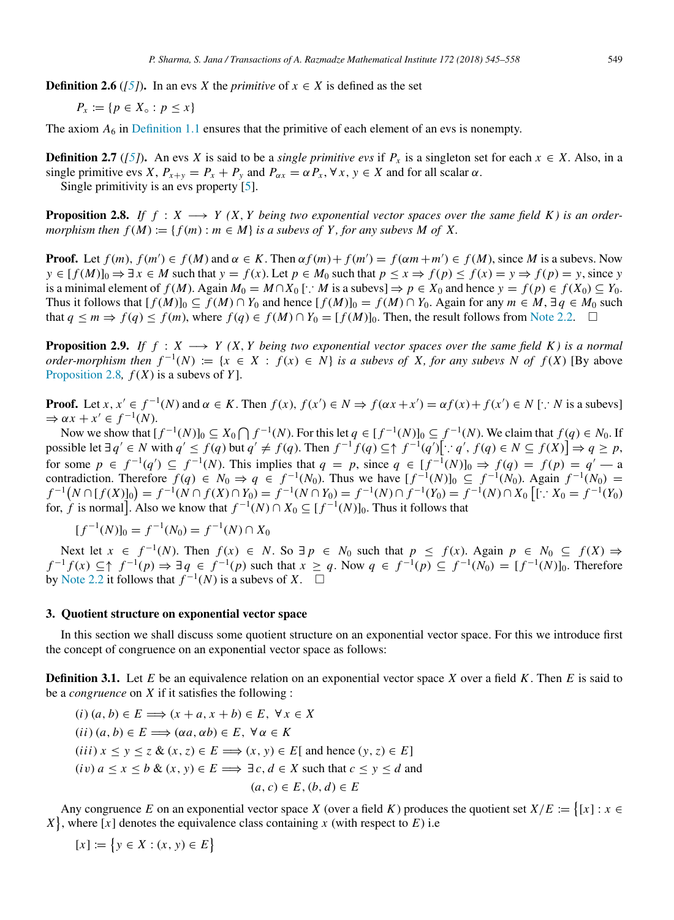**Definition 2.6** (*[5]*). In an evs $X$ the *primitive* of $x \in X$ is defined as the set

$$P_x := \{p \in X_\circ : p \leq x\}$$

The axiom $A_6$ in Definition 1.1 ensures that the primitive of each element of an evs is nonempty.

**Definition 2.7** (*[5]*). An evs $X$ is said to be a *single primitive evs* if $P_x$ is a singleton set for each $x \in X$. Also, in a single primitive evs $X$, $P_{x+y} = P_x + P_y$ and $P_{\alpha x} = \alpha P_x, \forall x, y \in X$ and for all scalar $\alpha$.

Single primitivity is an evs property [5].

**Proposition 2.8.** *If $f : X \longrightarrow Y$ ($X, Y$ being two exponential vector spaces over the same field $K$) is an order-morphism then $f(M) := \{f(m) : m \in M\}$ is a subevs of $Y$, for any subevs $M$ of $X$.*

**Proof.** Let $f(m), f(m') \in f(M)$ and $\alpha \in K$. Then $\alpha f(m) + f(m') = f(\alpha m + m') \in f(M)$, since $M$ is a subevs. Now $y \in [f(M)]_0 \Rightarrow \exists\, x \in M$ such that $y = f(x)$. Let $p \in M_0$ such that $p \leq x \Rightarrow f(p) \leq f(x) = y \Rightarrow f(p) = y$, since $y$ is a minimal element of $f(M)$. Again $M_0 = M \cap X_0$ [$\because$ $M$ is a subevs] $\Rightarrow p \in X_0$ and hence $y = f(p) \in f(X_0) \subseteq Y_0$. Thus it follows that $[f(M)]_0 \subseteq f(M) \cap Y_0$ and hence $[f(M)]_0 = f(M) \cap Y_0$. Again for any $m \in M, \exists\, q \in M_0$ such that $q \leq m \Rightarrow f(q) \leq f(m)$, where $f(q) \in f(M) \cap Y_0 = [f(M)]_0$. Then, the result follows from Note 2.2. $\square$

**Proposition 2.9.** *If $f : X \longrightarrow Y$ ($X, Y$ being two exponential vector spaces over the same field $K$) is a normal order-morphism then $f^{-1}(N) := \{x \in X : f(x) \in N\}$ is a subevs of $X$, for any subevs $N$ of $f(X)$* [By above Proposition 2.8*, $f(X)$* is a subevs of $Y$].

**Proof.** Let $x, x' \in f^{-1}(N)$ and $\alpha \in K$. Then $f(x), f(x') \in N \Rightarrow f(\alpha x + x') = \alpha f(x) + f(x') \in N$ [$\because$ $N$ is a subevs] $\Rightarrow \alpha x + x' \in f^{-1}(N)$.

Now we show that $[f^{-1}(N)]_0 \subseteq X_0 \bigcap f^{-1}(N)$. For this let $q \in [f^{-1}(N)]_0 \subseteq f^{-1}(N)$. We claim that $f(q) \in N_0$. If possible let $\exists\, q' \in N$ with $q' \leq f(q)$ but $q' \neq f(q)$. Then $f^{-1}f(q) \subseteq\uparrow f^{-1}(q')\big[\because q', f(q) \in N \subseteq f(X)\big] \Rightarrow q \geq p$, for some $p \in f^{-1}(q') \subseteq f^{-1}(N)$. This implies that $q = p$, since $q \in [f^{-1}(N)]_0 \Rightarrow f(q) = f(p) = q'$ — a contradiction. Therefore $f(q) \in N_0 \Rightarrow q \in f^{-1}(N_0)$. Thus we have $[f^{-1}(N)]_0 \subseteq f^{-1}(N_0)$. Again $f^{-1}(N_0) = f^{-1}\big(N \cap [f(X)]_0\big) = f^{-1}(N \cap f(X) \cap Y_0) = f^{-1}(N \cap Y_0) = f^{-1}(N) \cap f^{-1}(Y_0) = f^{-1}(N) \cap X_0$ $\big[[\because X_0 = f^{-1}(Y_0)$ for, $f$ is normal$\big]$. Also we know that $f^{-1}(N) \cap X_0 \subseteq [f^{-1}(N)]_0$. Thus it follows that

$$[f^{-1}(N)]_0 = f^{-1}(N_0) = f^{-1}(N) \cap X_0$$

Next let $x \in f^{-1}(N)$. Then $f(x) \in N$. So $\exists\, p \in N_0$ such that $p \leq f(x)$. Again $p \in N_0 \subseteq f(X) \Rightarrow f^{-1}f(x) \subseteq\uparrow f^{-1}(p) \Rightarrow \exists\, q \in f^{-1}(p)$ such that $x \geq q$. Now $q \in f^{-1}(p) \subseteq f^{-1}(N_0) = [f^{-1}(N)]_0$. Therefore by Note 2.2 it follows that $f^{-1}(N)$ is a subevs of $X$. $\square$

## 3. Quotient structure on exponential vector space

In this section we shall discuss some quotient structure on an exponential vector space. For this we introduce first the concept of congruence on an exponential vector space as follows:

**Definition 3.1.** Let $E$ be an equivalence relation on an exponential vector space $X$ over a field $K$. Then $E$ is said to be a *congruence* on $X$ if it satisfies the following :

$(i)$ $(a, b) \in E \Longrightarrow (x + a, x + b) \in E, \ \forall x \in X$

$(ii)$ $(a, b) \in E \Longrightarrow (\alpha a, \alpha b) \in E, \ \forall \alpha \in K$

$(iii)$ $x \leq y \leq z$ & $(x, z) \in E \Longrightarrow (x, y) \in E$[ and hence $(y, z) \in E$]

$(iv)$ $a \leq x \leq b$ & $(x, y) \in E \Longrightarrow \exists\, c, d \in X$ such that $c \leq y \leq d$ and
$(a, c) \in E, (b, d) \in E$

Any congruence $E$ on an exponential vector space $X$ (over a field $K$) produces the quotient set $X/E := \big\{[x] : x \in X\big\}$, where $[x]$ denotes the equivalence class containing $x$ (with respect to $E$) i.e

$$[x] := \big\{y \in X : (x, y) \in E\big\}$$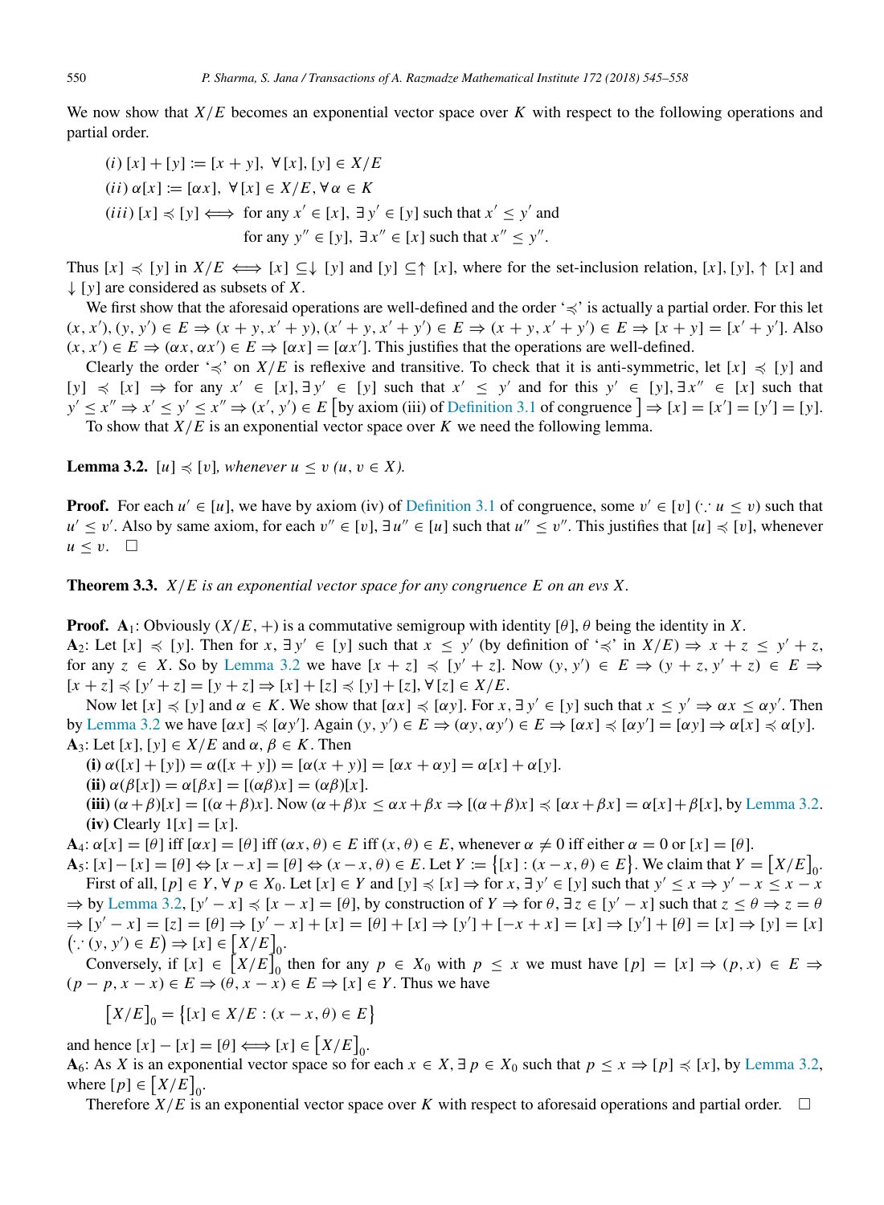We now show that $X/E$ becomes an exponential vector space over $K$ with respect to the following operations and partial order.

$(i)$ $[x] + [y] := [x + y]$, $\forall [x], [y] \in X/E$

$(ii)$ $\alpha[x] := [\alpha x]$, $\forall [x] \in X/E, \forall \alpha \in K$

$(iii)$ $[x] \preccurlyeq [y] \iff$ for any $x' \in [x]$, $\exists\, y' \in [y]$ such that $x' \leq y'$ and for any $y'' \in [y]$, $\exists\, x'' \in [x]$ such that $x'' \leq y''$.

Thus $[x] \preccurlyeq [y]$ in $X/E \iff [x] \subseteq\downarrow [y]$ and $[y] \subseteq\uparrow [x]$, where for the set-inclusion relation, $[x], [y], \uparrow [x]$ and $\downarrow [y]$ are considered as subsets of $X$.

We first show that the aforesaid operations are well-defined and the order '$\preccurlyeq$' is actually a partial order. For this let $(x, x'), (y, y') \in E \Rightarrow (x + y, x' + y), (x' + y, x' + y') \in E \Rightarrow (x + y, x' + y') \in E \Rightarrow [x + y] = [x' + y']$. Also $(x, x') \in E \Rightarrow (\alpha x, \alpha x') \in E \Rightarrow [\alpha x] = [\alpha x']$. This justifies that the operations are well-defined.

Clearly the order '$\preccurlyeq$' on $X/E$ is reflexive and transitive. To check that it is anti-symmetric, let $[x] \preccurlyeq [y]$ and $[y] \preccurlyeq [x] \Rightarrow$ for any $x' \in [x], \exists\, y' \in [y]$ such that $x' \leq y'$ and for this $y' \in [y], \exists\, x'' \in [x]$ such that $y' \leq x'' \Rightarrow x' \leq y' \leq x'' \Rightarrow (x', y') \in E$ [by axiom (iii) of Definition 3.1 of congruence] $\Rightarrow [x] = [x'] = [y'] = [y]$.

To show that $X/E$ is an exponential vector space over $K$ we need the following lemma.

**Lemma 3.2.** *$[u] \preccurlyeq [v]$, whenever $u \leq v$ ($u, v \in X$).*

**Proof.** For each $u' \in [u]$, we have by axiom (iv) of Definition 3.1 of congruence, some $v' \in [v]$ ($\because u \leq v$) such that $u' \leq v'$. Also by same axiom, for each $v'' \in [v]$, $\exists\, u'' \in [u]$ such that $u'' \leq v''$. This justifies that $[u] \preccurlyeq [v]$, whenever $u \leq v$. $\square$

**Theorem 3.3.** *$X/E$ is an exponential vector space for any congruence $E$ on an evs $X$.*

**Proof.** $\mathbf{A}_1$: Obviously $(X/E, +)$ is a commutative semigroup with identity $[\theta]$, $\theta$ being the identity in $X$.

$\mathbf{A}_2$: Let $[x] \preccurlyeq [y]$. Then for $x$, $\exists\, y' \in [y]$ such that $x \leq y'$ (by definition of '$\preccurlyeq$' in $X/E$) $\Rightarrow x + z \leq y' + z$, for any $z \in X$. So by Lemma 3.2 we have $[x + z] \preccurlyeq [y' + z]$. Now $(y, y') \in E \Rightarrow (y + z, y' + z) \in E \Rightarrow [x + z] \preccurlyeq [y' + z] = [y + z] \Rightarrow [x] + [z] \preccurlyeq [y] + [z], \forall [z] \in X/E$.

Now let $[x] \preccurlyeq [y]$ and $\alpha \in K$. We show that $[\alpha x] \preccurlyeq [\alpha y]$. For $x, \exists\, y' \in [y]$ such that $x \leq y' \Rightarrow \alpha x \leq \alpha y'$. Then by Lemma 3.2 we have $[\alpha x] \preccurlyeq [\alpha y']$. Again $(y, y') \in E \Rightarrow (\alpha y, \alpha y') \in E \Rightarrow [\alpha x] \preccurlyeq [\alpha y'] = [\alpha y] \Rightarrow \alpha[x] \preccurlyeq \alpha[y]$.

$\mathbf{A}_3$: Let $[x], [y] \in X/E$ and $\alpha, \beta \in K$. Then

**(i)** $\alpha([x] + [y]) = \alpha([x + y]) = [\alpha(x + y)] = [\alpha x + \alpha y] = \alpha[x] + \alpha[y]$.

**(ii)** $\alpha(\beta[x]) = \alpha[\beta x] = [(\alpha\beta)x] = (\alpha\beta)[x]$.

**(iii)** $(\alpha + \beta)[x] = [(\alpha + \beta)x]$. Now $(\alpha + \beta)x \leq \alpha x + \beta x \Rightarrow [(\alpha + \beta)x] \preccurlyeq [\alpha x + \beta x] = \alpha[x] + \beta[x]$, by Lemma 3.2.

**(iv)** Clearly $1[x] = [x]$.

$\mathbf{A}_4$: $\alpha[x] = [\theta]$ iff $[\alpha x] = [\theta]$ iff $(\alpha x, \theta) \in E$ iff $(x, \theta) \in E$, whenever $\alpha \neq 0$ iff either $\alpha = 0$ or $[x] = [\theta]$.

$\mathbf{A}_5$: $[x] - [x] = [\theta] \Leftrightarrow [x - x] = [\theta] \Leftrightarrow (x - x, \theta) \in E$. Let $Y := \{[x] : (x - x, \theta) \in E\}$. We claim that $Y = [X/E]_0$.

First of all, $[p] \in Y, \forall\, p \in X_0$. Let $[x] \in Y$ and $[y] \preccurlyeq [x] \Rightarrow$ for $x, \exists\, y' \in [y]$ such that $y' \leq x \Rightarrow y' - x \leq x - x$ $\Rightarrow$ by Lemma 3.2, $[y' - x] \preccurlyeq [x - x] = [\theta]$, by construction of $Y \Rightarrow$ for $\theta, \exists\, z \in [y' - x]$ such that $z \leq \theta \Rightarrow z = \theta$ $\Rightarrow [y' - x] = [z] = [\theta] \Rightarrow [y' - x] + [x] = [\theta] + [x] \Rightarrow [y'] + [-x + x] = [x] \Rightarrow [y'] + [\theta] = [x] \Rightarrow [y] = [x]$ $(\because (y, y') \in E) \Rightarrow [x] \in [X/E]_0$.

Conversely, if $[x] \in [X/E]_0$ then for any $p \in X_0$ with $p \leq x$ we must have $[p] = [x] \Rightarrow (p, x) \in E \Rightarrow (p - p, x - x) \in E \Rightarrow (\theta, x - x) \in E \Rightarrow [x] \in Y$. Thus we have

$$[X/E]_0 = \{[x] \in X/E : (x - x, \theta) \in E\}$$

and hence $[x] - [x] = [\theta] \iff [x] \in [X/E]_0$.

$\mathbf{A}_6$: As $X$ is an exponential vector space so for each $x \in X, \exists\, p \in X_0$ such that $p \leq x \Rightarrow [p] \preccurlyeq [x]$, by Lemma 3.2, where $[p] \in [X/E]_0$.

Therefore $X/E$ is an exponential vector space over $K$ with respect to aforesaid operations and partial order. $\square$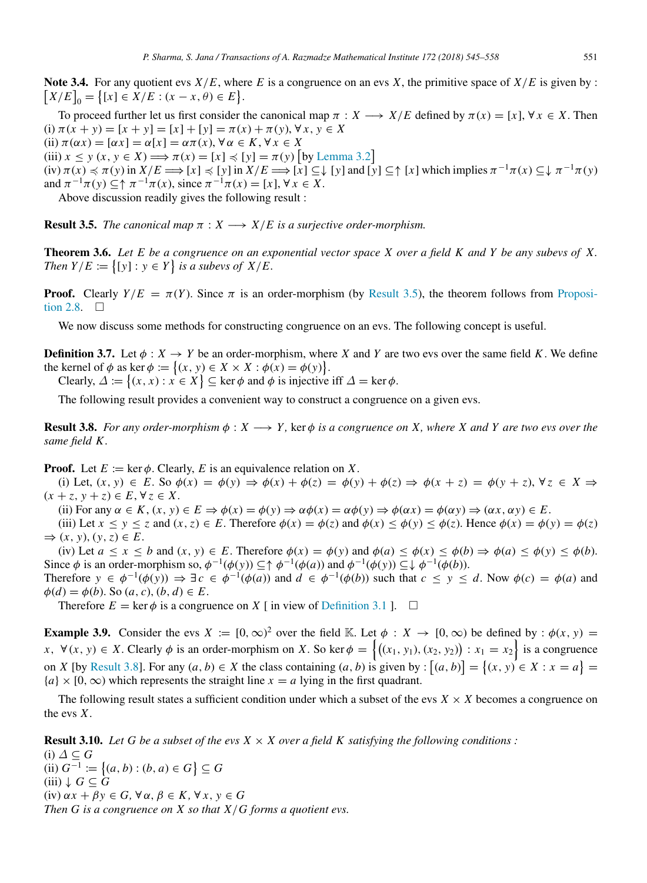**Note 3.4.** For any quotient evs $X/E$, where $E$ is a congruence on an evs $X$, the primitive space of $X/E$ is given by : $\left[X/E\right]_0 = \left\{[x] \in X/E : (x - x, \theta) \in E\right\}$.

To proceed further let us first consider the canonical map $\pi : X \longrightarrow X/E$ defined by $\pi(x) = [x], \forall\, x \in X$. Then
(i) $\pi(x + y) = [x + y] = [x] + [y] = \pi(x) + \pi(y), \forall\, x, y \in X$
(ii) $\pi(\alpha x) = [\alpha x] = \alpha[x] = \alpha\pi(x), \forall\, \alpha \in K, \forall\, x \in X$
(iii) $x \leq y$ $(x, y \in X) \Longrightarrow \pi(x) = [x] \preccurlyeq [y] = \pi(y)$ [by Lemma 3.2]
(iv) $\pi(x) \preccurlyeq \pi(y)$ in $X/E \Longrightarrow [x] \preccurlyeq [y]$ in $X/E \Longrightarrow [x] \subseteq\downarrow [y]$ and $[y] \subseteq\uparrow [x]$ which implies $\pi^{-1}\pi(x) \subseteq\downarrow \pi^{-1}\pi(y)$ and $\pi^{-1}\pi(y) \subseteq\uparrow \pi^{-1}\pi(x)$, since $\pi^{-1}\pi(x) = [x], \forall\, x \in X$.

Above discussion readily gives the following result :

**Result 3.5.** *The canonical map $\pi : X \longrightarrow X/E$ is a surjective order-morphism.*

**Theorem 3.6.** *Let $E$ be a congruence on an exponential vector space $X$ over a field $K$ and $Y$ be any subevs of $X$. Then $Y/E := \left\{[y] : y \in Y\right\}$ is a subevs of $X/E$.*

**Proof.** Clearly $Y/E = \pi(Y)$. Since $\pi$ is an order-morphism (by Result 3.5), the theorem follows from Proposition 2.8. $\square$

We now discuss some methods for constructing congruence on an evs. The following concept is useful.

**Definition 3.7.** Let $\phi : X \to Y$ be an order-morphism, where $X$ and $Y$ are two evs over the same field $K$. We define the kernel of $\phi$ as $\ker\phi := \left\{(x, y) \in X \times X : \phi(x) = \phi(y)\right\}$.

Clearly, $\Delta := \left\{(x, x) : x \in X\right\} \subseteq \ker\phi$ and $\phi$ is injective iff $\Delta = \ker\phi$.

The following result provides a convenient way to construct a congruence on a given evs.

**Result 3.8.** *For any order-morphism $\phi : X \longrightarrow Y$, $\ker\phi$ is a congruence on $X$, where $X$ and $Y$ are two evs over the same field $K$.*

**Proof.** Let $E := \ker\phi$. Clearly, $E$ is an equivalence relation on $X$.

(i) Let, $(x, y) \in E$. So $\phi(x) = \phi(y) \Rightarrow \phi(x) + \phi(z) = \phi(y) + \phi(z) \Rightarrow \phi(x + z) = \phi(y + z), \forall\, z \in X \Rightarrow (x + z, y + z) \in E, \forall\, z \in X$.

(ii) For any $\alpha \in K$, $(x, y) \in E \Rightarrow \phi(x) = \phi(y) \Rightarrow \alpha\phi(x) = \alpha\phi(y) \Rightarrow \phi(\alpha x) = \phi(\alpha y) \Rightarrow (\alpha x, \alpha y) \in E$.

(iii) Let $x \leq y \leq z$ and $(x, z) \in E$. Therefore $\phi(x) = \phi(z)$ and $\phi(x) \leq \phi(y) \leq \phi(z)$. Hence $\phi(x) = \phi(y) = \phi(z)$ $\Rightarrow (x, y), (y, z) \in E$.

(iv) Let $a \leq x \leq b$ and $(x, y) \in E$. Therefore $\phi(x) = \phi(y)$ and $\phi(a) \leq \phi(x) \leq \phi(b) \Rightarrow \phi(a) \leq \phi(y) \leq \phi(b)$. Since $\phi$ is an order-morphism so, $\phi^{-1}(\phi(y)) \subseteq\uparrow \phi^{-1}(\phi(a))$ and $\phi^{-1}(\phi(y)) \subseteq\downarrow \phi^{-1}(\phi(b))$.
Therefore $y \in \phi^{-1}(\phi(y)) \Rightarrow \exists\, c \in \phi^{-1}(\phi(a))$ and $d \in \phi^{-1}(\phi(b))$ such that $c \leq y \leq d$. Now $\phi(c) = \phi(a)$ and $\phi(d) = \phi(b)$. So $(a, c), (b, d) \in E$.

Therefore $E = \ker\phi$ is a congruence on $X$ [ in view of Definition 3.1 ]. $\square$

**Example 3.9.** Consider the evs $X := [0, \infty)^2$ over the field $\mathbb{K}$. Let $\phi : X \to [0, \infty)$ be defined by : $\phi(x, y) = x, \ \forall\,(x, y) \in X$. Clearly $\phi$ is an order-morphism on $X$. So $\ker\phi = \left\{\left((x_1, y_1), (x_2, y_2)\right) : x_1 = x_2\right\}$ is a congruence on $X$ [by Result 3.8]. For any $(a, b) \in X$ the class containing $(a, b)$ is given by : $\left[(a, b)\right] = \left\{(x, y) \in X : x = a\right\} = \{a\} \times [0, \infty)$ which represents the straight line $x = a$ lying in the first quadrant.

The following result states a sufficient condition under which a subset of the evs $X \times X$ becomes a congruence on the evs $X$.

**Result 3.10.** *Let $G$ be a subset of the evs $X \times X$ over a field $K$ satisfying the following conditions :*
(i) $\Delta \subseteq G$
(ii) $G^{-1} := \left\{(a, b) : (b, a) \in G\right\} \subseteq G$
(iii) $\downarrow G \subseteq G$
(iv) $\alpha x + \beta y \in G, \forall\, \alpha, \beta \in K, \forall\, x, y \in G$
*Then $G$ is a congruence on $X$ so that $X/G$ forms a quotient evs.*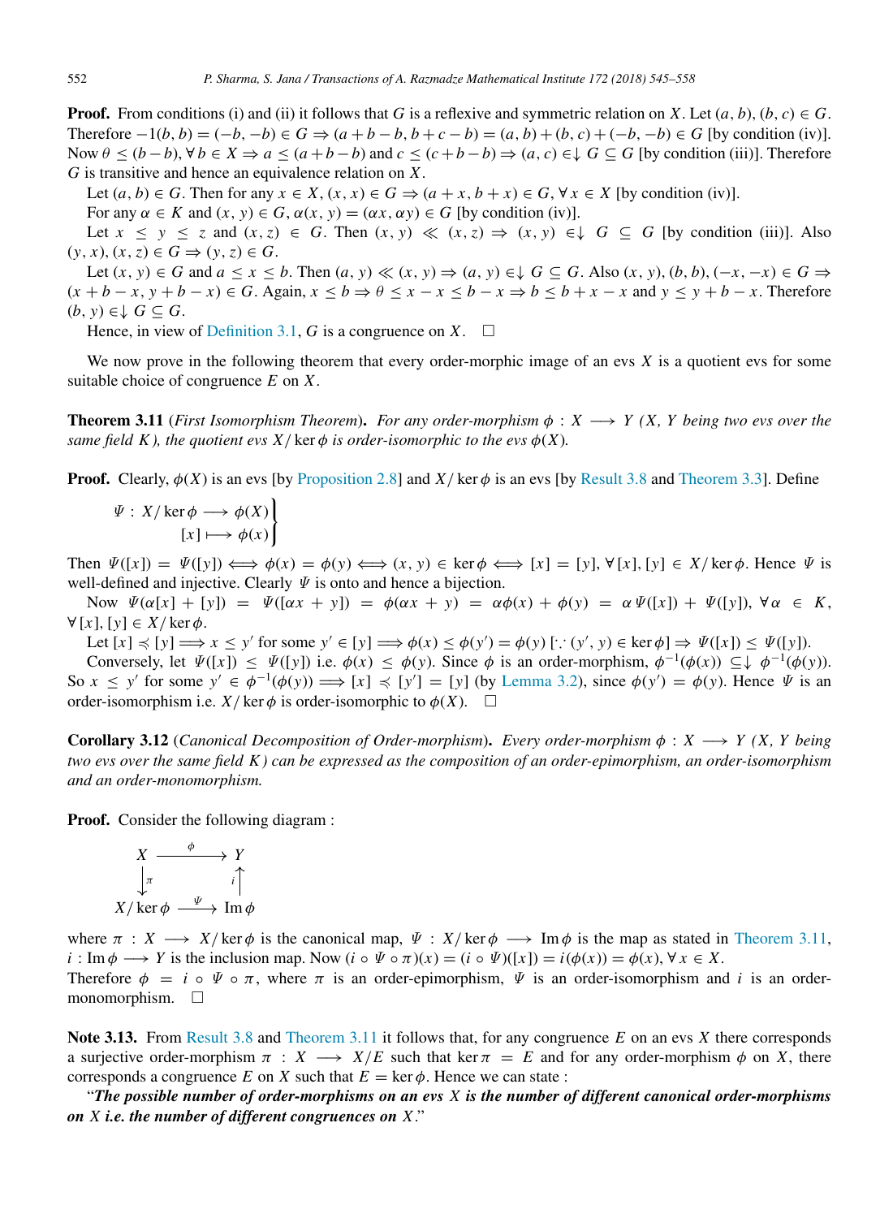**Proof.** From conditions (i) and (ii) it follows that $G$ is a reflexive and symmetric relation on $X$. Let $(a, b), (b, c) \in G$. Therefore $-1(b, b) = (-b, -b) \in G \Rightarrow (a + b - b, b + c - b) = (a, b) + (b, c) + (-b, -b) \in G$ [by condition (iv)]. Now $\theta \leq (b - b), \forall\, b \in X \Rightarrow a \leq (a + b - b)$ and $c \leq (c + b - b) \Rightarrow (a, c) \in\downarrow G \subseteq G$ [by condition (iii)]. Therefore $G$ is transitive and hence an equivalence relation on $X$.

Let $(a, b) \in G$. Then for any $x \in X$, $(x, x) \in G \Rightarrow (a + x, b + x) \in G, \forall\, x \in X$ [by condition (iv)].

For any $\alpha \in K$ and $(x, y) \in G$, $\alpha(x, y) = (\alpha x, \alpha y) \in G$ [by condition (iv)].

Let $x \leq y \leq z$ and $(x, z) \in G$. Then $(x, y) \ll (x, z) \Rightarrow (x, y) \in\downarrow G \subseteq G$ [by condition (iii)]. Also $(y, x), (x, z) \in G \Rightarrow (y, z) \in G$.

Let $(x, y) \in G$ and $a \leq x \leq b$. Then $(a, y) \ll (x, y) \Rightarrow (a, y) \in\downarrow G \subseteq G$. Also $(x, y), (b, b), (-x, -x) \in G \Rightarrow (x + b - x, y + b - x) \in G$. Again, $x \leq b \Rightarrow \theta \leq x - x \leq b - x \Rightarrow b \leq b + x - x$ and $y \leq y + b - x$. Therefore $(b, y) \in\downarrow G \subseteq G$.

Hence, in view of Definition 3.1, $G$ is a congruence on $X$. $\square$

We now prove in the following theorem that every order-morphic image of an evs $X$ is a quotient evs for some suitable choice of congruence $E$ on $X$.

**Theorem 3.11** (*First Isomorphism Theorem*)**.** *For any order-morphism $\phi : X \longrightarrow Y$ ($X$, $Y$ being two evs over the same field $K$), the quotient evs $X/\ker\phi$ is order-isomorphic to the evs $\phi(X)$.*

**Proof.** Clearly, $\phi(X)$ is an evs [by Proposition 2.8] and $X/\ker\phi$ is an evs [by Result 3.8 and Theorem 3.3]. Define

$$\left.\begin{aligned} \Psi : X/\ker\phi &\longrightarrow \phi(X) \\ [x] &\longmapsto \phi(x) \end{aligned}\right\}$$

Then $\Psi([x]) = \Psi([y]) \Longleftrightarrow \phi(x) = \phi(y) \Longleftrightarrow (x, y) \in \ker\phi \Longleftrightarrow [x] = [y], \forall\, [x], [y] \in X/\ker\phi$. Hence $\Psi$ is well-defined and injective. Clearly $\Psi$ is onto and hence a bijection.

Now $\Psi(\alpha[x] + [y]) = \Psi([\alpha x + y]) = \phi(\alpha x + y) = \alpha\phi(x) + \phi(y) = \alpha\Psi([x]) + \Psi([y]), \forall\, \alpha \in K$, $\forall\, [x], [y] \in X/\ker\phi$.

Let $[x] \preccurlyeq [y] \Longrightarrow x \leq y'$ for some $y' \in [y] \Longrightarrow \phi(x) \leq \phi(y') = \phi(y)$ [$\because (y', y) \in \ker\phi$] $\Rightarrow \Psi([x]) \leq \Psi([y])$.

Conversely, let $\Psi([x]) \leq \Psi([y])$ i.e. $\phi(x) \leq \phi(y)$. Since $\phi$ is an order-morphism, $\phi^{-1}(\phi(x)) \subseteq\downarrow \phi^{-1}(\phi(y))$. So $x \leq y'$ for some $y' \in \phi^{-1}(\phi(y)) \Longrightarrow [x] \preccurlyeq [y'] = [y]$ (by Lemma 3.2), since $\phi(y') = \phi(y)$. Hence $\Psi$ is an order-isomorphism i.e. $X/\ker\phi$ is order-isomorphic to $\phi(X)$. $\square$

**Corollary 3.12** (*Canonical Decomposition of Order-morphism*)**.** *Every order-morphism $\phi : X \longrightarrow Y$ ($X$, $Y$ being two evs over the same field $K$) can be expressed as the composition of an order-epimorphism, an order-isomorphism and an order-monomorphism.*

**Proof.** Consider the following diagram :

$$\begin{array}{ccc} X & \xrightarrow{\ \phi\ } & Y \\ \big\downarrow{\scriptstyle \pi} & & \big\uparrow{\scriptstyle i} \\ X/\ker\phi & \xrightarrow{\ \Psi\ } & \operatorname{Im}\phi \end{array}$$

where $\pi : X \longrightarrow X/\ker\phi$ is the canonical map, $\Psi : X/\ker\phi \longrightarrow \operatorname{Im}\phi$ is the map as stated in Theorem 3.11, $i : \operatorname{Im}\phi \longrightarrow Y$ is the inclusion map. Now $(i \circ \Psi \circ \pi)(x) = (i \circ \Psi)([x]) = i(\phi(x)) = \phi(x), \forall\, x \in X$.

Therefore $\phi = i \circ \Psi \circ \pi$, where $\pi$ is an order-epimorphism, $\Psi$ is an order-isomorphism and $i$ is an order-monomorphism. $\square$

**Note 3.13.** From Result 3.8 and Theorem 3.11 it follows that, for any congruence $E$ on an evs $X$ there corresponds a surjective order-morphism $\pi : X \longrightarrow X/E$ such that $\ker\pi = E$ and for any order-morphism $\phi$ on $X$, there corresponds a congruence $E$ on $X$ such that $E = \ker\phi$. Hence we can state :

"***The possible number of order-morphisms on an evs $X$ is the number of different canonical order-morphisms on $X$ i.e. the number of different congruences on $X$.***"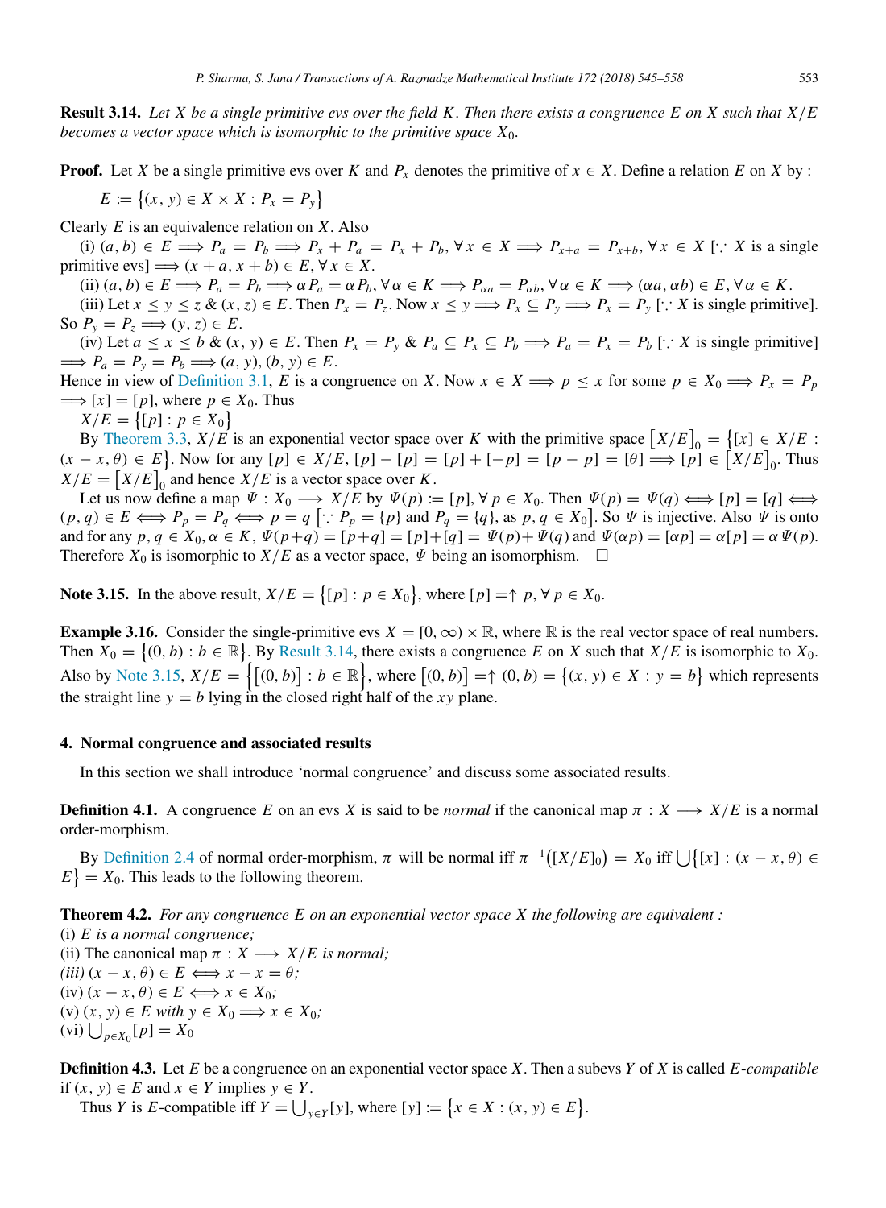**Result 3.14.** *Let $X$ be a single primitive evs over the field $K$. Then there exists a congruence $E$ on $X$ such that $X/E$ becomes a vector space which is isomorphic to the primitive space $X_0$.*

**Proof.** Let $X$ be a single primitive evs over $K$ and $P_x$ denotes the primitive of $x \in X$. Define a relation $E$ on $X$ by :

$$E := \{(x, y) \in X \times X : P_x = P_y\}$$

Clearly $E$ is an equivalence relation on $X$. Also

(i) $(a, b) \in E \implies P_a = P_b \implies P_x + P_a = P_x + P_b, \forall x \in X \implies P_{x+a} = P_{x+b}, \forall x \in X$ [$\because X$ is a single primitive evs] $\implies (x + a, x + b) \in E, \forall x \in X$.

(ii) $(a, b) \in E \implies P_a = P_b \implies \alpha P_a = \alpha P_b, \forall \alpha \in K \implies P_{\alpha a} = P_{\alpha b}, \forall \alpha \in K \implies (\alpha a, \alpha b) \in E, \forall \alpha \in K$.

(iii) Let $x \leq y \leq z$ & $(x, z) \in E$. Then $P_x = P_z$. Now $x \leq y \implies P_x \subseteq P_y \implies P_x = P_y$ [$\because X$ is single primitive]. So $P_y = P_z \implies (y, z) \in E$.

(iv) Let $a \leq x \leq b$ & $(x, y) \in E$. Then $P_x = P_y$ & $P_a \subseteq P_x \subseteq P_b \implies P_a = P_x = P_b$ [$\because X$ is single primitive] $\implies P_a = P_y = P_b \implies (a, y), (b, y) \in E$.

Hence in view of Definition 3.1, $E$ is a congruence on $X$. Now $x \in X \implies p \leq x$ for some $p \in X_0 \implies P_x = P_p$ $\implies [x] = [p]$, where $p \in X_0$. Thus

$X/E = \{[p] : p \in X_0\}$

By Theorem 3.3, $X/E$ is an exponential vector space over $K$ with the primitive space $[X/E]_0 = \{[x] \in X/E : (x - x, \theta) \in E\}$. Now for any $[p] \in X/E$, $[p] - [p] = [p] + [-p] = [p - p] = [\theta] \implies [p] \in [X/E]_0$. Thus $X/E = [X/E]_0$ and hence $X/E$ is a vector space over $K$.

Let us now define a map $\Psi : X_0 \longrightarrow X/E$ by $\Psi(p) := [p], \forall p \in X_0$. Then $\Psi(p) = \Psi(q) \iff [p] = [q] \iff (p, q) \in E \iff P_p = P_q \iff p = q$ [$\because P_p = \{p\}$ and $P_q = \{q\}$, as $p, q \in X_0$]. So $\Psi$ is injective. Also $\Psi$ is onto and for any $p, q \in X_0, \alpha \in K$, $\Psi(p+q) = [p+q] = [p]+[q] = \Psi(p)+\Psi(q)$ and $\Psi(\alpha p) = [\alpha p] = \alpha[p] = \alpha \Psi(p)$. Therefore $X_0$ is isomorphic to $X/E$ as a vector space, $\Psi$ being an isomorphism. $\square$

**Note 3.15.** In the above result, $X/E = \{[p] : p \in X_0\}$, where $[p] = \uparrow p, \forall p \in X_0$.

**Example 3.16.** Consider the single-primitive evs $X = [0, \infty) \times \mathbb{R}$, where $\mathbb{R}$ is the real vector space of real numbers. Then $X_0 = \{(0, b) : b \in \mathbb{R}\}$. By Result 3.14, there exists a congruence $E$ on $X$ such that $X/E$ is isomorphic to $X_0$. Also by Note 3.15, $X/E = \{[(0, b)] : b \in \mathbb{R}\}$, where $[(0, b)] = \uparrow (0, b) = \{(x, y) \in X : y = b\}$ which represents the straight line $y = b$ lying in the closed right half of the $xy$ plane.

## 4. Normal congruence and associated results

In this section we shall introduce 'normal congruence' and discuss some associated results.

**Definition 4.1.** A congruence $E$ on an evs $X$ is said to be *normal* if the canonical map $\pi : X \longrightarrow X/E$ is a normal order-morphism.

By Definition 2.4 of normal order-morphism, $\pi$ will be normal iff $\pi^{-1}([X/E]_0) = X_0$ iff $\bigcup\{[x] : (x - x, \theta) \in E\} = X_0$. This leads to the following theorem.

**Theorem 4.2.** *For any congruence $E$ on an exponential vector space $X$ the following are equivalent :*

(i) *$E$ is a normal congruence;*

(ii) The canonical map $\pi : X \longrightarrow X/E$ is normal;

*(iii) $(x - x, \theta) \in E \iff x - x = \theta$;*

(iv) $(x - x, \theta) \in E \iff x \in X_0$;

(v) $(x, y) \in E$ *with* $y \in X_0 \implies x \in X_0$;

(vi) $\bigcup_{p \in X_0}[p] = X_0$

**Definition 4.3.** Let $E$ be a congruence on an exponential vector space $X$. Then a subevs $Y$ of $X$ is called *$E$-compatible* if $(x, y) \in E$ and $x \in Y$ implies $y \in Y$.

Thus $Y$ is $E$-compatible iff $Y = \bigcup_{y \in Y}[y]$, where $[y] := \{x \in X : (x, y) \in E\}$.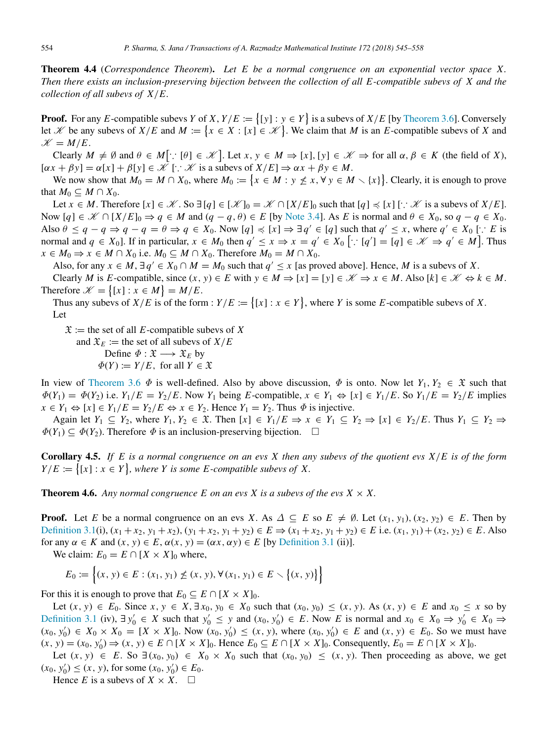**Theorem 4.4** (*Correspondence Theorem*). *Let $E$ be a normal congruence on an exponential vector space $X$. Then there exists an inclusion-preserving bijection between the collection of all $E$-compatible subevs of $X$ and the collection of all subevs of $X/E$.*

**Proof.** For any $E$-compatible subevs $Y$ of $X$, $Y/E := \{[y] : y \in Y\}$ is a subevs of $X/E$ [by Theorem 3.6]. Conversely let $\mathscr{K}$ be any subevs of $X/E$ and $M := \{x \in X : [x] \in \mathscr{K}\}$. We claim that $M$ is an $E$-compatible subevs of $X$ and $\mathscr{K} = M/E$.

Clearly $M \neq \emptyset$ and $\theta \in M[\because [\theta] \in \mathscr{K}]$. Let $x, y \in M \Rightarrow [x], [y] \in \mathscr{K} \Rightarrow$ for all $\alpha, \beta \in K$ (the field of $X$), $[\alpha x + \beta y] = \alpha[x] + \beta[y] \in \mathscr{K}$ [$\because \mathscr{K}$ is a subevs of $X/E] \Rightarrow \alpha x + \beta y \in M$.

We now show that $M_0 = M \cap X_0$, where $M_0 := \{x \in M : y \nleq x, \forall\, y \in M \smallsetminus \{x\}\}$. Clearly, it is enough to prove that $M_0 \subseteq M \cap X_0$.

Let $x \in M$. Therefore $[x] \in \mathscr{K}$. So $\exists\, [q] \in [\mathscr{K}]_0 = \mathscr{K} \cap [X/E]_0$ such that $[q] \preccurlyeq [x]$ [$\because \mathscr{K}$ is a subevs of $X/E$]. Now $[q] \in \mathscr{K} \cap [X/E]_0 \Rightarrow q \in M$ and $(q - q, \theta) \in E$ [by Note 3.4]. As $E$ is normal and $\theta \in X_0$, so $q - q \in X_0$. Also $\theta \leq q - q \Rightarrow q - q = \theta \Rightarrow q \in X_0$. Now $[q] \preccurlyeq [x] \Rightarrow \exists\, q' \in [q]$ such that $q' \leq x$, where $q' \in X_0$ [$\because E$ is normal and $q \in X_0$]. If in particular, $x \in M_0$ then $q' \leq x \Rightarrow x = q' \in X_0$ $[\because [q'] = [q] \in \mathscr{K} \Rightarrow q' \in M]$. Thus $x \in M_0 \Rightarrow x \in M \cap X_0$ i.e. $M_0 \subseteq M \cap X_0$. Therefore $M_0 = M \cap X_0$.

Also, for any $x \in M$, $\exists\, q' \in X_0 \cap M = M_0$ such that $q' \leq x$ [as proved above]. Hence, $M$ is a subevs of $X$.

Clearly $M$ is $E$-compatible, since $(x, y) \in E$ with $y \in M \Rightarrow [x] = [y] \in \mathscr{K} \Rightarrow x \in M$. Also $[k] \in \mathscr{K} \Leftrightarrow k \in M$. Therefore $\mathscr{K} = \{[x] : x \in M\} = M/E$.

Thus any subevs of $X/E$ is of the form : $Y/E := \{[x] : x \in Y\}$, where $Y$ is some $E$-compatible subevs of $X$.

Let

$$
\begin{aligned}
&\mathfrak{X} := \text{the set of all } E\text{-compatible subevs of } X\\
&\text{and } \mathfrak{X}_E := \text{the set of all subevs of } X/E\\
&\text{Define } \Phi : \mathfrak{X} \longrightarrow \mathfrak{X}_E \text{ by}\\
&\Phi(Y) := Y/E, \text{ for all } Y \in \mathfrak{X}
\end{aligned}
$$

In view of Theorem 3.6 $\Phi$ is well-defined. Also by above discussion, $\Phi$ is onto. Now let $Y_1, Y_2 \in \mathfrak{X}$ such that $\Phi(Y_1) = \Phi(Y_2)$ i.e. $Y_1/E = Y_2/E$. Now $Y_1$ being $E$-compatible, $x \in Y_1 \Leftrightarrow [x] \in Y_1/E$. So $Y_1/E = Y_2/E$ implies $x \in Y_1 \Leftrightarrow [x] \in Y_1/E = Y_2/E \Leftrightarrow x \in Y_2$. Hence $Y_1 = Y_2$. Thus $\Phi$ is injective.

Again let $Y_1 \subseteq Y_2$, where $Y_1, Y_2 \in \mathfrak{X}$. Then $[x] \in Y_1/E \Rightarrow x \in Y_1 \subseteq Y_2 \Rightarrow [x] \in Y_2/E$. Thus $Y_1 \subseteq Y_2 \Rightarrow \Phi(Y_1) \subseteq \Phi(Y_2)$. Therefore $\Phi$ is an inclusion-preserving bijection. $\square$

**Corollary 4.5.** *If $E$ is a normal congruence on an evs $X$ then any subevs of the quotient evs $X/E$ is of the form $Y/E := \{[x] : x \in Y\}$, where $Y$ is some $E$-compatible subevs of $X$.*

**Theorem 4.6.** *Any normal congruence $E$ on an evs $X$ is a subevs of the evs $X \times X$.*

**Proof.** Let $E$ be a normal congruence on an evs $X$. As $\Delta \subseteq E$ so $E \neq \emptyset$. Let $(x_1, y_1), (x_2, y_2) \in E$. Then by Definition 3.1(i), $(x_1 + x_2, y_1 + x_2), (y_1 + x_2, y_1 + y_2) \in E \Rightarrow (x_1 + x_2, y_1 + y_2) \in E$ i.e. $(x_1, y_1) + (x_2, y_2) \in E$. Also for any $\alpha \in K$ and $(x, y) \in E$, $\alpha(x, y) = (\alpha x, \alpha y) \in E$ [by Definition 3.1 (ii)].

We claim: $E_0 = E \cap [X \times X]_0$ where,

$$E_0 := \left\{(x, y) \in E : (x_1, y_1) \nleq (x, y), \forall\, (x_1, y_1) \in E \smallsetminus \{(x, y)\}\right\}$$

For this it is enough to prove that $E_0 \subseteq E \cap [X \times X]_0$.

Let $(x, y) \in E_0$. Since $x, y \in X, \exists\, x_0, y_0 \in X_0$ such that $(x_0, y_0) \leq (x, y)$. As $(x, y) \in E$ and $x_0 \leq x$ so by Definition 3.1 (iv), $\exists\, y_0' \in X$ such that $y_0' \leq y$ and $(x_0, y_0') \in E$. Now $E$ is normal and $x_0 \in X_0 \Rightarrow y_0' \in X_0 \Rightarrow (x_0, y_0') \in X_0 \times X_0 = [X \times X]_0$. Now $(x_0, y_0') \leq (x, y)$, where $(x_0, y_0') \in E$ and $(x, y) \in E_0$. So we must have $(x, y) = (x_0, y_0') \Rightarrow (x, y) \in E \cap [X \times X]_0$. Hence $E_0 \subseteq E \cap [X \times X]_0$. Consequently, $E_0 = E \cap [X \times X]_0$.

Let $(x, y) \in E$. So $\exists\, (x_0, y_0) \in X_0 \times X_0$ such that $(x_0, y_0) \leq (x, y)$. Then proceeding as above, we get $(x_0, y_0') \leq (x, y)$, for some $(x_0, y_0') \in E_0$.

Hence $E$ is a subevs of $X \times X$. $\square$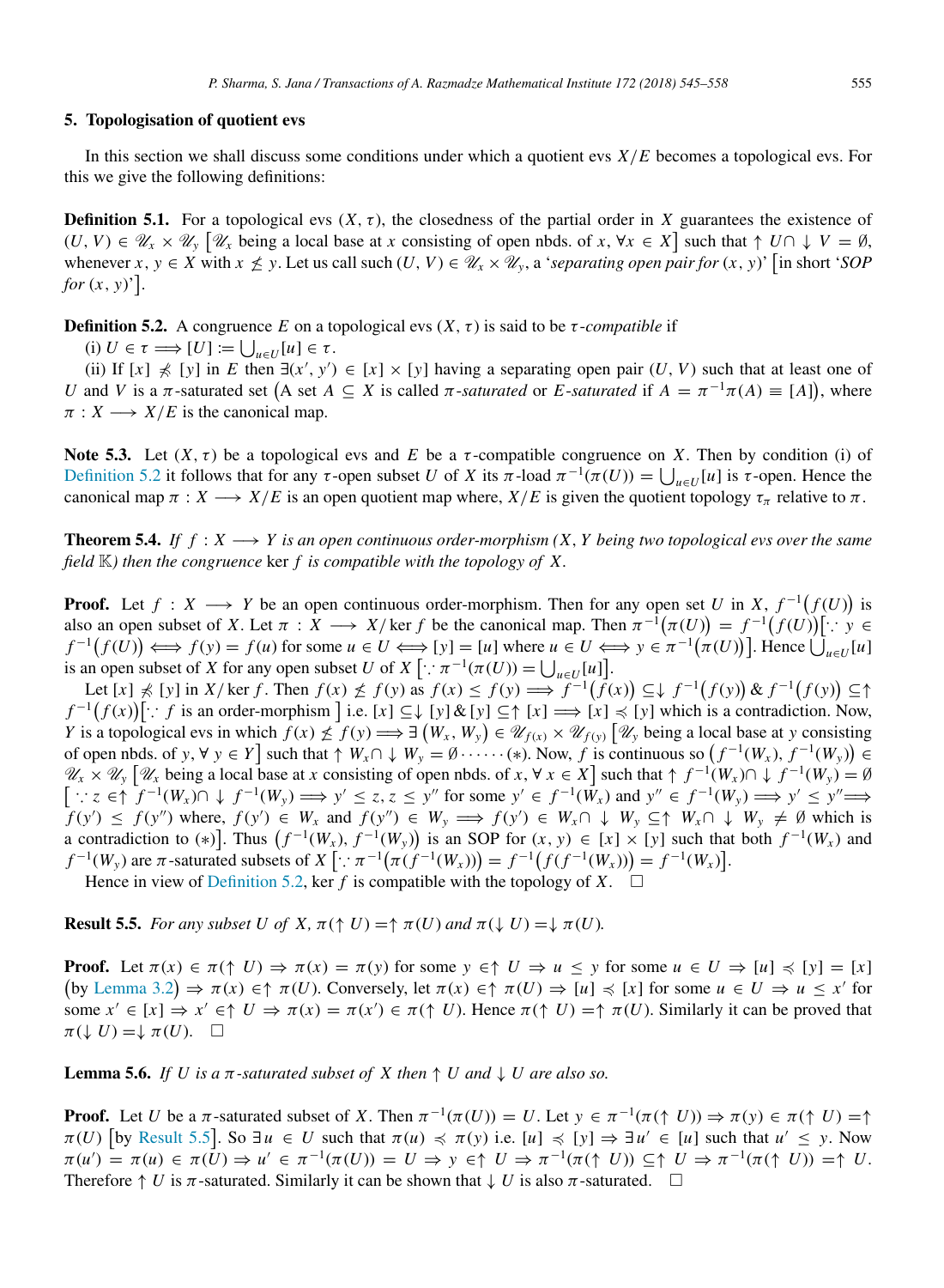## 5. Topologisation of quotient evs

In this section we shall discuss some conditions under which a quotient evs $X/E$ becomes a topological evs. For this we give the following definitions:

**Definition 5.1.** For a topological evs $(X, \tau)$, the closedness of the partial order in $X$ guarantees the existence of $(U, V) \in \mathscr{U}_x \times \mathscr{U}_y$ $\left[\mathscr{U}_x \text{ being a local base at } x \text{ consisting of open nbds. of } x, \forall x \in X\right]$ such that $\uparrow U \cap \downarrow V = \emptyset$, whenever $x, y \in X$ with $x \nleq y$. Let us call such $(U, V) \in \mathscr{U}_x \times \mathscr{U}_y$, a '*separating open pair for* $(x, y)$' [in short '*SOP for* $(x, y)$'].

**Definition 5.2.** A congruence $E$ on a topological evs $(X, \tau)$ is said to be $\tau$*-compatible* if

(i) $U \in \tau \Longrightarrow [U] := \bigcup_{u \in U} [u] \in \tau$.

(ii) If $[x] \not\preccurlyeq [y]$ in $E$ then $\exists (x', y') \in [x] \times [y]$ having a separating open pair $(U, V)$ such that at least one of $U$ and $V$ is a $\pi$-saturated set (A set $A \subseteq X$ is called $\pi$*-saturated* or $E$*-saturated* if $A = \pi^{-1}\pi(A) \equiv [A]$), where $\pi : X \longrightarrow X/E$ is the canonical map.

**Note 5.3.** Let $(X, \tau)$ be a topological evs and $E$ be a $\tau$-compatible congruence on $X$. Then by condition (i) of Definition 5.2 it follows that for any $\tau$-open subset $U$ of $X$ its $\pi$-load $\pi^{-1}(\pi(U)) = \bigcup_{u \in U}[u]$ is $\tau$-open. Hence the canonical map $\pi : X \longrightarrow X/E$ is an open quotient map where, $X/E$ is given the quotient topology $\tau_\pi$ relative to $\pi$.

**Theorem 5.4.** *If $f : X \longrightarrow Y$ is an open continuous order-morphism ($X, Y$ being two topological evs over the same field $\mathbb{K}$) then the congruence* $\ker f$ *is compatible with the topology of $X$.*

**Proof.** Let $f : X \longrightarrow Y$ be an open continuous order-morphism. Then for any open set $U$ in $X$, $f^{-1}\big(f(U)\big)$ is also an open subset of $X$. Let $\pi : X \longrightarrow X/\ker f$ be the canonical map. Then $\pi^{-1}\big(\pi(U)\big) = f^{-1}\big(f(U)\big)\big[\because y \in f^{-1}\big(f(U)\big) \iff f(y) = f(u) \text{ for some } u \in U \iff [y] = [u] \text{ where } u \in U \iff y \in \pi^{-1}\big(\pi(U)\big)\big]$. Hence $\bigcup_{u \in U}[u]$ is an open subset of $X$ for any open subset $U$ of $X$ $\left[\because \pi^{-1}(\pi(U)) = \bigcup_{u \in U}[u]\right]$.

Let $[x] \not\preccurlyeq [y]$ in $X/\ker f$. Then $f(x) \nleq f(y)$ as $f(x) \leq f(y) \Longrightarrow f^{-1}\big(f(x)\big) \subseteq \downarrow f^{-1}\big(f(y)\big)$ & $f^{-1}\big(f(y)\big) \subseteq \uparrow f^{-1}\big(f(x)\big)\big[\because f \text{ is an order-morphism}\big]$ i.e. $[x] \subseteq \downarrow [y]$ & $[y] \subseteq \uparrow [x] \Longrightarrow [x] \preccurlyeq [y]$ which is a contradiction. Now, $Y$ is a topological evs in which $f(x) \nleq f(y) \Longrightarrow \exists \left(W_x, W_y\right) \in \mathscr{U}_{f(x)} \times \mathscr{U}_{f(y)}$ $\left[\mathscr{U}_y \text{ being a local base at } y \text{ consisting of open nbds. of } y, \forall y \in Y\right]$ such that $\uparrow W_x \cap \downarrow W_y = \emptyset \cdots\cdots (*)$. Now, $f$ is continuous so $\left(f^{-1}(W_x), f^{-1}(W_y)\right) \in \mathscr{U}_x \times \mathscr{U}_y$ $\left[\mathscr{U}_x \text{ being a local base at } x \text{ consisting of open nbds. of } x, \forall x \in X\right]$ such that $\uparrow f^{-1}(W_x) \cap \downarrow f^{-1}(W_y) = \emptyset$ $\big[\because z \in \uparrow f^{-1}(W_x) \cap \downarrow f^{-1}(W_y) \Longrightarrow y' \leq z, z \leq y''$ for some $y' \in f^{-1}(W_x)$ and $y'' \in f^{-1}(W_y) \Longrightarrow y' \leq y'' \Longrightarrow f(y') \leq f(y'')$ where, $f(y') \in W_x$ and $f(y'') \in W_y \Longrightarrow f(y') \in W_x \cap \downarrow W_y \subseteq \uparrow W_x \cap \downarrow W_y \neq \emptyset$ which is a contradiction to $(*)\big]$. Thus $\left(f^{-1}(W_x), f^{-1}(W_y)\right)$ is an SOP for $(x, y) \in [x] \times [y]$ such that both $f^{-1}(W_x)$ and $f^{-1}(W_y)$ are $\pi$-saturated subsets of $X$ $\left[\because \pi^{-1}\big(\pi(f^{-1}(W_x))\big) = f^{-1}\big(f(f^{-1}(W_x))\big) = f^{-1}(W_x)\right]$.

Hence in view of Definition 5.2, $\ker f$ is compatible with the topology of $X$. $\square$

**Result 5.5.** *For any subset $U$ of $X$, $\pi(\uparrow U) = \uparrow \pi(U)$ and $\pi(\downarrow U) = \downarrow \pi(U)$.*

**Proof.** Let $\pi(x) \in \pi(\uparrow U) \Rightarrow \pi(x) = \pi(y)$ for some $y \in \uparrow U \Rightarrow u \leq y$ for some $u \in U \Rightarrow [u] \preccurlyeq [y] = [x]$ (by Lemma 3.2) $\Rightarrow \pi(x) \in \uparrow \pi(U)$. Conversely, let $\pi(x) \in \uparrow \pi(U) \Rightarrow [u] \preccurlyeq [x]$ for some $u \in U \Rightarrow u \leq x'$ for some $x' \in [x] \Rightarrow x' \in \uparrow U \Rightarrow \pi(x) = \pi(x') \in \pi(\uparrow U)$. Hence $\pi(\uparrow U) = \uparrow \pi(U)$. Similarly it can be proved that $\pi(\downarrow U) = \downarrow \pi(U)$. $\square$

**Lemma 5.6.** *If $U$ is a $\pi$-saturated subset of $X$ then $\uparrow U$ and $\downarrow U$ are also so.*

**Proof.** Let $U$ be a $\pi$-saturated subset of $X$. Then $\pi^{-1}(\pi(U)) = U$. Let $y \in \pi^{-1}(\pi(\uparrow U)) \Rightarrow \pi(y) \in \pi(\uparrow U) = \uparrow \pi(U)$ [by Result 5.5]. So $\exists\, u \in U$ such that $\pi(u) \preccurlyeq \pi(y)$ i.e. $[u] \preccurlyeq [y] \Rightarrow \exists\, u' \in [u]$ such that $u' \leq y$. Now $\pi(u') = \pi(u) \in \pi(U) \Rightarrow u' \in \pi^{-1}(\pi(U)) = U \Rightarrow y \in \uparrow U \Rightarrow \pi^{-1}(\pi(\uparrow U)) \subseteq \uparrow U \Rightarrow \pi^{-1}(\pi(\uparrow U)) = \uparrow U$. Therefore $\uparrow U$ is $\pi$-saturated. Similarly it can be shown that $\downarrow U$ is also $\pi$-saturated. $\square$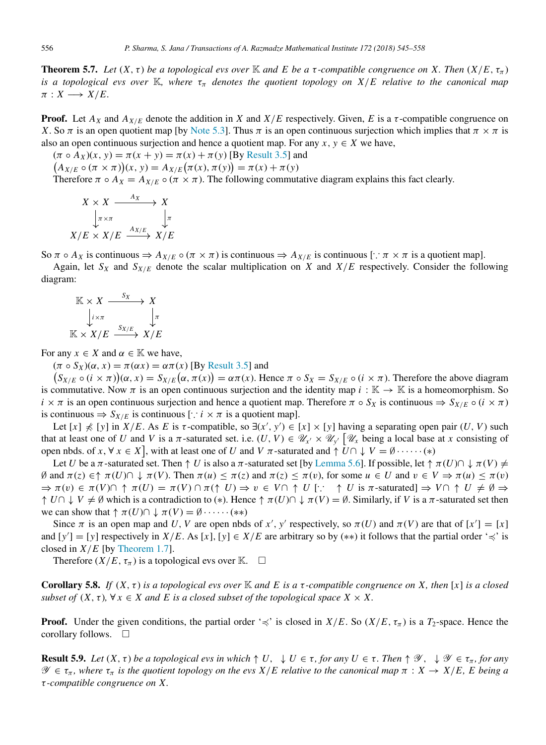**Theorem 5.7.** *Let $(X, \tau)$ be a topological evs over $\mathbb{K}$ and $E$ be a $\tau$-compatible congruence on $X$. Then $(X/E, \tau_\pi)$ is a topological evs over $\mathbb{K}$, where $\tau_\pi$ denotes the quotient topology on $X/E$ relative to the canonical map $\pi : X \longrightarrow X/E$.*

**Proof.** Let $A_X$ and $A_{X/E}$ denote the addition in $X$ and $X/E$ respectively. Given, $E$ is a $\tau$-compatible congruence on $X$. So $\pi$ is an open quotient map [by Note 5.3]. Thus $\pi$ is an open continuous surjection which implies that $\pi \times \pi$ is also an open continuous surjection and hence a quotient map. For any $x, y \in X$ we have,

$(\pi \circ A_X)(x, y) = \pi(x + y) = \pi(x) + \pi(y)$ [By Result 3.5] and

$\big(A_{X/E} \circ (\pi \times \pi)\big)(x, y) = A_{X/E}\big(\pi(x), \pi(y)\big) = \pi(x) + \pi(y)$

Therefore $\pi \circ A_X = A_{X/E} \circ (\pi \times \pi)$. The following commutative diagram explains this fact clearly.

$$\begin{array}{ccc} X \times X & \xrightarrow{A_X} & X \\ \big\downarrow{\scriptstyle \pi \times \pi} & & \big\downarrow{\scriptstyle \pi} \\ X/E \times X/E & \xrightarrow{A_{X/E}} & X/E \end{array}$$

So $\pi \circ A_X$ is continuous $\Rightarrow A_{X/E} \circ (\pi \times \pi)$ is continuous $\Rightarrow A_{X/E}$ is continuous [$\because \pi \times \pi$ is a quotient map].

Again, let $S_X$ and $S_{X/E}$ denote the scalar multiplication on $X$ and $X/E$ respectively. Consider the following diagram:

$$\begin{array}{ccc} \mathbb{K} \times X & \xrightarrow{S_X} & X \\ \big\downarrow{\scriptstyle i \times \pi} & & \big\downarrow{\scriptstyle \pi} \\ \mathbb{K} \times X/E & \xrightarrow{S_{X/E}} & X/E \end{array}$$

For any $x \in X$ and $\alpha \in \mathbb{K}$ we have,

$(\pi \circ S_X)(\alpha, x) = \pi(\alpha x) = \alpha \pi(x)$ [By Result 3.5] and

$\big(S_{X/E} \circ (i \times \pi)\big)(\alpha, x) = S_{X/E}\big(\alpha, \pi(x)\big) = \alpha \pi(x)$. Hence $\pi \circ S_X = S_{X/E} \circ (i \times \pi)$. Therefore the above diagram is commutative. Now $\pi$ is an open continuous surjection and the identity map $i : \mathbb{K} \to \mathbb{K}$ is a homeomorphism. So $i \times \pi$ is an open continuous surjection and hence a quotient map. Therefore $\pi \circ S_X$ is continuous $\Rightarrow S_{X/E} \circ (i \times \pi)$ is continuous $\Rightarrow S_{X/E}$ is continuous [$\because i \times \pi$ is a quotient map].

Let $[x] \not\preccurlyeq [y]$ in $X/E$. As $E$ is $\tau$-compatible, so $\exists (x', y') \in [x] \times [y]$ having a separating open pair $(U, V)$ such that at least one of $U$ and $V$ is a $\pi$-saturated set. i.e. $(U, V) \in \mathscr{U}_{x'} \times \mathscr{U}_{y'}$ $\big[\mathscr{U}_x$ being a local base at $x$ consisting of open nbds. of $x, \forall x \in X\big]$, with at least one of $U$ and $V$ $\pi$-saturated and $\uparrow U \cap \downarrow V = \emptyset \cdots\cdots (*)$

Let $U$ be a $\pi$-saturated set. Then $\uparrow U$ is also a $\pi$-saturated set [by Lemma 5.6]. If possible, let $\uparrow \pi(U) \cap \downarrow \pi(V) \neq \emptyset$ and $\pi(z) \in \uparrow \pi(U) \cap \downarrow \pi(V)$. Then $\pi(u) \leq \pi(z)$ and $\pi(z) \leq \pi(v)$, for some $u \in U$ and $v \in V \Rightarrow \pi(u) \leq \pi(v)$ $\Rightarrow \pi(v) \in \pi(V) \cap \uparrow \pi(U) = \pi(V) \cap \pi(\uparrow U) \Rightarrow v \in V \cap \uparrow U$ [$\because\ \uparrow U$ is $\pi$-saturated] $\Rightarrow V \cap \uparrow U \neq \emptyset \Rightarrow$ $\uparrow U \cap \downarrow V \neq \emptyset$ which is a contradiction to $(*)$. Hence $\uparrow \pi(U) \cap \downarrow \pi(V) = \emptyset$. Similarly, if $V$ is a $\pi$-saturated set then we can show that $\uparrow \pi(U) \cap \downarrow \pi(V) = \emptyset \cdots\cdots (**)$

Since $\pi$ is an open map and $U, V$ are open nbds of $x', y'$ respectively, so $\pi(U)$ and $\pi(V)$ are that of $[x'] = [x]$ and $[y'] = [y]$ respectively in $X/E$. As $[x], [y] \in X/E$ are arbitrary so by $(**)$ it follows that the partial order '$\preccurlyeq$' is closed in $X/E$ [by Theorem 1.7].

Therefore $(X/E, \tau_\pi)$ is a topological evs over $\mathbb{K}$. $\square$

**Corollary 5.8.** *If $(X, \tau)$ is a topological evs over $\mathbb{K}$ and $E$ is a $\tau$-compatible congruence on $X$, then $[x]$ is a closed subset of $(X, \tau)$, $\forall x \in X$ and $E$ is a closed subset of the topological space $X \times X$.*

**Proof.** Under the given conditions, the partial order '$\preccurlyeq$' is closed in $X/E$. So $(X/E, \tau_\pi)$ is a $T_2$-space. Hence the corollary follows. $\square$

**Result 5.9.** *Let $(X, \tau)$ be a topological evs in which $\uparrow U, \ \downarrow U \in \tau$, for any $U \in \tau$. Then $\uparrow \mathscr{Y}, \ \downarrow \mathscr{Y} \in \tau_\pi$, for any $\mathscr{Y} \in \tau_\pi$, where $\tau_\pi$ is the quotient topology on the evs $X/E$ relative to the canonical map $\pi : X \to X/E$, $E$ being a $\tau$-compatible congruence on $X$.*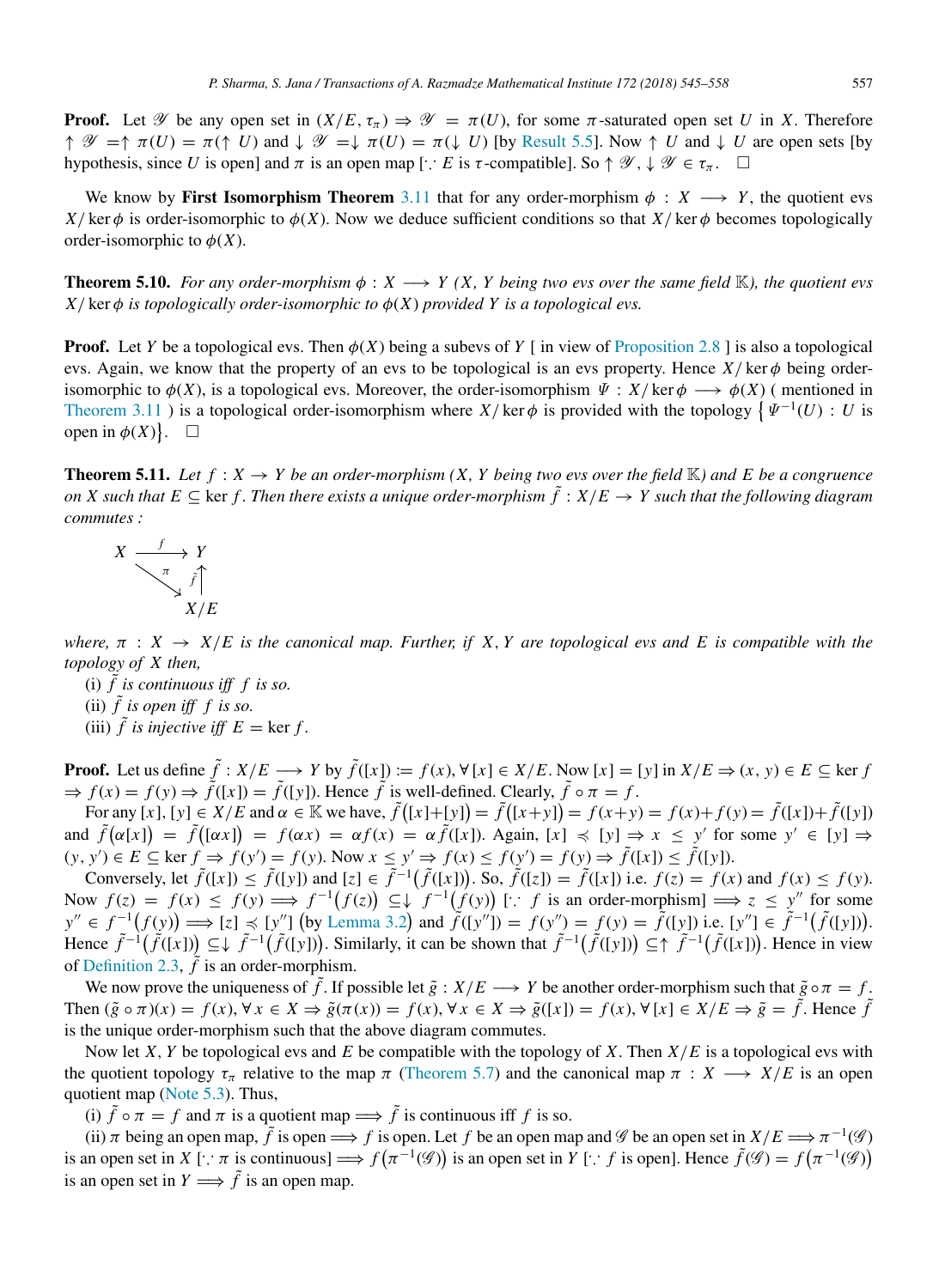**Proof.** Let $\mathscr{Y}$ be any open set in $(X/E, \tau_\pi) \Rightarrow \mathscr{Y} = \pi(U)$, for some $\pi$-saturated open set $U$ in $X$. Therefore $\uparrow \mathscr{Y} = \uparrow \pi(U) = \pi(\uparrow U)$ and $\downarrow \mathscr{Y} = \downarrow \pi(U) = \pi(\downarrow U)$ [by Result 5.5]. Now $\uparrow U$ and $\downarrow U$ are open sets [by hypothesis, since $U$ is open] and $\pi$ is an open map [$\because E$ is $\tau$-compatible]. So $\uparrow \mathscr{Y}, \downarrow \mathscr{Y} \in \tau_\pi$. $\square$

We know by **First Isomorphism Theorem** 3.11 that for any order-morphism $\phi : X \longrightarrow Y$, the quotient evs $X/\ker\phi$ is order-isomorphic to $\phi(X)$. Now we deduce sufficient conditions so that $X/\ker\phi$ becomes topologically order-isomorphic to $\phi(X)$.

**Theorem 5.10.** *For any order-morphism $\phi : X \longrightarrow Y$ ($X$, $Y$ being two evs over the same field $\mathbb{K}$), the quotient evs $X/\ker\phi$ is topologically order-isomorphic to $\phi(X)$ provided $Y$ is a topological evs.*

**Proof.** Let $Y$ be a topological evs. Then $\phi(X)$ being a subevs of $Y$ [ in view of Proposition 2.8 ] is also a topological evs. Again, we know that the property of an evs to be topological is an evs property. Hence $X/\ker\phi$ being order-isomorphic to $\phi(X)$, is a topological evs. Moreover, the order-isomorphism $\Psi : X/\ker\phi \longrightarrow \phi(X)$ ( mentioned in Theorem 3.11 ) is a topological order-isomorphism where $X/\ker\phi$ is provided with the topology $\{\Psi^{-1}(U) : U$ is open in $\phi(X)\}$. $\square$

**Theorem 5.11.** *Let $f : X \to Y$ be an order-morphism ($X$, $Y$ being two evs over the field $\mathbb{K}$) and $E$ be a congruence on $X$ such that $E \subseteq \ker f$. Then there exists a unique order-morphism $\tilde{f} : X/E \to Y$ such that the following diagram commutes :*

$$\begin{array}{ccc} X & \xrightarrow{\ f\ } & Y \\ & {\scriptstyle\pi}\searrow & \uparrow{\scriptstyle\tilde{f}} \\ & & X/E \end{array}$$

*where, $\pi : X \to X/E$ is the canonical map. Further, if $X, Y$ are topological evs and $E$ is compatible with the topology of $X$ then,*

(i) *$\tilde{f}$ is continuous iff $f$ is so.*
(ii) *$\tilde{f}$ is open iff $f$ is so.*
(iii) *$\tilde{f}$ is injective iff $E = \ker f$.*

**Proof.** Let us define $\tilde{f} : X/E \longrightarrow Y$ by $\tilde{f}([x]) := f(x), \forall [x] \in X/E$. Now $[x] = [y]$ in $X/E \Rightarrow (x, y) \in E \subseteq \ker f$ $\Rightarrow f(x) = f(y) \Rightarrow \tilde{f}([x]) = \tilde{f}([y])$. Hence $\tilde{f}$ is well-defined. Clearly, $\tilde{f} \circ \pi = f$.

For any $[x], [y] \in X/E$ and $\alpha \in \mathbb{K}$ we have, $\tilde{f}([x]+[y]) = \tilde{f}([x+y]) = f(x+y) = f(x)+f(y) = \tilde{f}([x])+\tilde{f}([y])$ and $\tilde{f}(\alpha[x]) = \tilde{f}([\alpha x]) = f(\alpha x) = \alpha f(x) = \alpha\tilde{f}([x])$. Again, $[x] \preccurlyeq [y] \Rightarrow x \leq y'$ for some $y' \in [y] \Rightarrow$ $(y, y') \in E \subseteq \ker f \Rightarrow f(y') = f(y)$. Now $x \leq y' \Rightarrow f(x) \leq f(y') = f(y) \Rightarrow \tilde{f}([x]) \leq \tilde{f}([y])$.

Conversely, let $\tilde{f}([x]) \leq \tilde{f}([y])$ and $[z] \in \tilde{f}^{-1}(\tilde{f}([x]))$. So, $\tilde{f}([z]) = \tilde{f}([x])$ i.e. $f(z) = f(x)$ and $f(x) \leq f(y)$. Now $f(z) = f(x) \leq f(y) \Longrightarrow f^{-1}(f(z)) \subseteq \downarrow f^{-1}(f(y))$ [$\because f$ is an order-morphism] $\Longrightarrow z \leq y''$ for some $y'' \in f^{-1}(f(y)) \Longrightarrow [z] \preccurlyeq [y'']$ (by Lemma 3.2) and $f([y'']) = f(y'') = f(y) = \tilde{f}([y])$ i.e. $[y''] \in \tilde{f}^{-1}(\tilde{f}([y]))$. Hence $\tilde{f}^{-1}(\tilde{f}([x])) \subseteq \downarrow \tilde{f}^{-1}(\tilde{f}([y]))$. Similarly, it can be shown that $\tilde{f}^{-1}(\tilde{f}([y])) \subseteq \uparrow \tilde{f}^{-1}(\tilde{f}([x]))$. Hence in view of Definition 2.3, $\tilde{f}$ is an order-morphism.

We now prove the uniqueness of $\tilde{f}$. If possible let $\tilde{g} : X/E \longrightarrow Y$ be another order-morphism such that $\tilde{g} \circ \pi = f$. Then $(\tilde{g} \circ \pi)(x) = f(x), \forall x \in X \Rightarrow \tilde{g}(\pi(x)) = f(x), \forall x \in X \Rightarrow \tilde{g}([x]) = f(x), \forall [x] \in X/E \Rightarrow \tilde{g} = \tilde{f}$. Hence $\tilde{f}$ is the unique order-morphism such that the above diagram commutes.

Now let $X, Y$ be topological evs and $E$ be compatible with the topology of $X$. Then $X/E$ is a topological evs with the quotient topology $\tau_\pi$ relative to the map $\pi$ (Theorem 5.7) and the canonical map $\pi : X \longrightarrow X/E$ is an open quotient map (Note 5.3). Thus,

(i) $\tilde{f} \circ \pi = f$ and $\pi$ is a quotient map $\Longrightarrow \tilde{f}$ is continuous iff $f$ is so.

(ii) $\pi$ being an open map, $\tilde{f}$ is open $\Longrightarrow f$ is open. Let $f$ be an open map and $\mathscr{G}$ be an open set in $X/E \Longrightarrow \pi^{-1}(\mathscr{G})$ is an open set in $X$ [$\because \pi$ is continuous] $\Longrightarrow f(\pi^{-1}(\mathscr{G}))$ is an open set in $Y$ [$\because f$ is open]. Hence $\tilde{f}(\mathscr{G}) = f(\pi^{-1}(\mathscr{G}))$ is an open set in $Y \Longrightarrow \tilde{f}$ is an open map.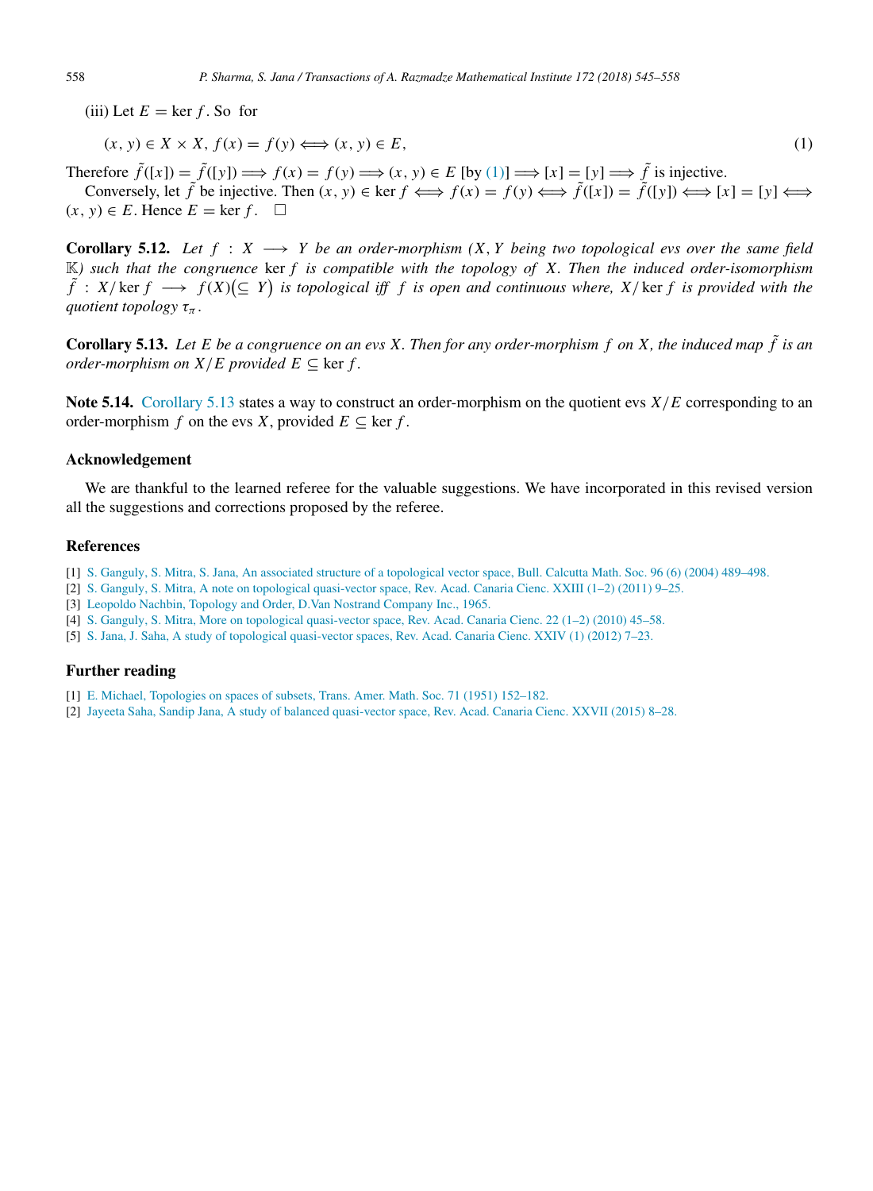(iii) Let $E = \ker f$. So for

$$(x, y) \in X \times X,\ f(x) = f(y) \Longleftrightarrow (x, y) \in E, \tag{1}$$

Therefore $\tilde{f}([x]) = \tilde{f}([y]) \Longrightarrow f(x) = f(y) \Longrightarrow (x, y) \in E$ [by (1)] $\Longrightarrow [x] = [y] \Longrightarrow \tilde{f}$ is injective.

Conversely, let $\tilde{f}$ be injective. Then $(x, y) \in \ker f \Longleftrightarrow f(x) = f(y) \Longleftrightarrow \tilde{f}([x]) = \tilde{f}([y]) \Longleftrightarrow [x] = [y] \Longleftrightarrow (x, y) \in E$. Hence $E = \ker f$. $\square$

**Corollary 5.12.** *Let $f : X \longrightarrow Y$ be an order-morphism ($X, Y$ being two topological evs over the same field $\mathbb{K}$) such that the congruence* $\ker f$ *is compatible with the topology of $X$. Then the induced order-isomorphism $\tilde{f} : X/\ker f \longrightarrow f(X)(\subseteq Y)$ is topological iff $f$ is open and continuous where, $X/\ker f$ is provided with the quotient topology $\tau_\pi$.*

**Corollary 5.13.** *Let $E$ be a congruence on an evs $X$. Then for any order-morphism $f$ on $X$, the induced map $\tilde{f}$ is an order-morphism on $X/E$ provided $E \subseteq \ker f$.*

**Note 5.14.** Corollary 5.13 states a way to construct an order-morphism on the quotient evs $X/E$ corresponding to an order-morphism $f$ on the evs $X$, provided $E \subseteq \ker f$.

## Acknowledgement

We are thankful to the learned referee for the valuable suggestions. We have incorporated in this revised version all the suggestions and corrections proposed by the referee.

## References

[1] S. Ganguly, S. Mitra, S. Jana, An associated structure of a topological vector space, Bull. Calcutta Math. Soc. 96 (6) (2004) 489–498.
[2] S. Ganguly, S. Mitra, A note on topological quasi-vector space, Rev. Acad. Canaria Cienc. XXIII (1–2) (2011) 9–25.
[3] Leopoldo Nachbin, Topology and Order, D.Van Nostrand Company Inc., 1965.
[4] S. Ganguly, S. Mitra, More on topological quasi-vector space, Rev. Acad. Canaria Cienc. 22 (1–2) (2010) 45–58.
[5] S. Jana, J. Saha, A study of topological quasi-vector spaces, Rev. Acad. Canaria Cienc. XXIV (1) (2012) 7–23.

## Further reading

[1] E. Michael, Topologies on spaces of subsets, Trans. Amer. Math. Soc. 71 (1951) 152–182.
[2] Jayeeta Saha, Sandip Jana, A study of balanced quasi-vector space, Rev. Acad. Canaria Cienc. XXVII (2015) 8–28.